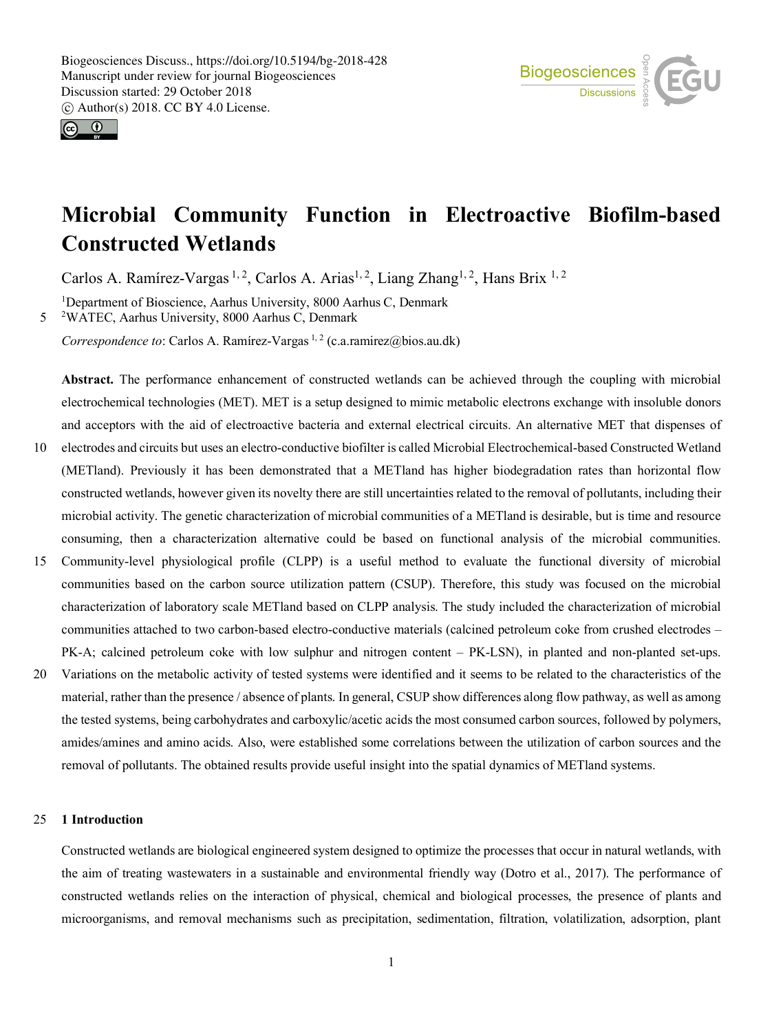# Microbial Community Function in Electroactive Biofilm-based Constructed Wetlands

Carlos A. Ramírez-Vargas [1, 2], Carlos A. Arias[1, 2], Liang Zhang[1, 2], Hans Brix [1, 2]

[1]Department of Bioscience, Aarhus University, 8000 Aarhus C, Denmark
[2]WATEC, Aarhus University, 8000 Aarhus C, Denmark

*Correspondence to*: Carlos A. Ramírez-Vargas [1, 2] (c.a.ramirez@bios.au.dk)

**Abstract.** The performance enhancement of constructed wetlands can be achieved through the coupling with microbial electrochemical technologies (MET). MET is a setup designed to mimic metabolic electrons exchange with insoluble donors and acceptors with the aid of electroactive bacteria and external electrical circuits. An alternative MET that dispenses of electrodes and circuits but uses an electro-conductive biofilter is called Microbial Electrochemical-based Constructed Wetland (METland). Previously it has been demonstrated that a METland has higher biodegradation rates than horizontal flow constructed wetlands, however given its novelty there are still uncertainties related to the removal of pollutants, including their microbial activity. The genetic characterization of microbial communities of a METland is desirable, but is time and resource consuming, then a characterization alternative could be based on functional analysis of the microbial communities. Community-level physiological profile (CLPP) is a useful method to evaluate the functional diversity of microbial communities based on the carbon source utilization pattern (CSUP). Therefore, this study was focused on the microbial characterization of laboratory scale METland based on CLPP analysis. The study included the characterization of microbial communities attached to two carbon-based electro-conductive materials (calcined petroleum coke from crushed electrodes – PK-A; calcined petroleum coke with low sulphur and nitrogen content – PK-LSN), in planted and non-planted set-ups. Variations on the metabolic activity of tested systems were identified and it seems to be related to the characteristics of the material, rather than the presence / absence of plants. In general, CSUP show differences along flow pathway, as well as among the tested systems, being carbohydrates and carboxylic/acetic acids the most consumed carbon sources, followed by polymers, amides/amines and amino acids. Also, were established some correlations between the utilization of carbon sources and the removal of pollutants. The obtained results provide useful insight into the spatial dynamics of METland systems.

## 1 Introduction

Constructed wetlands are biological engineered system designed to optimize the processes that occur in natural wetlands, with the aim of treating wastewaters in a sustainable and environmental friendly way (Dotro et al., 2017). The performance of constructed wetlands relies on the interaction of physical, chemical and biological processes, the presence of plants and microorganisms, and removal mechanisms such as precipitation, sedimentation, filtration, volatilization, adsorption, plant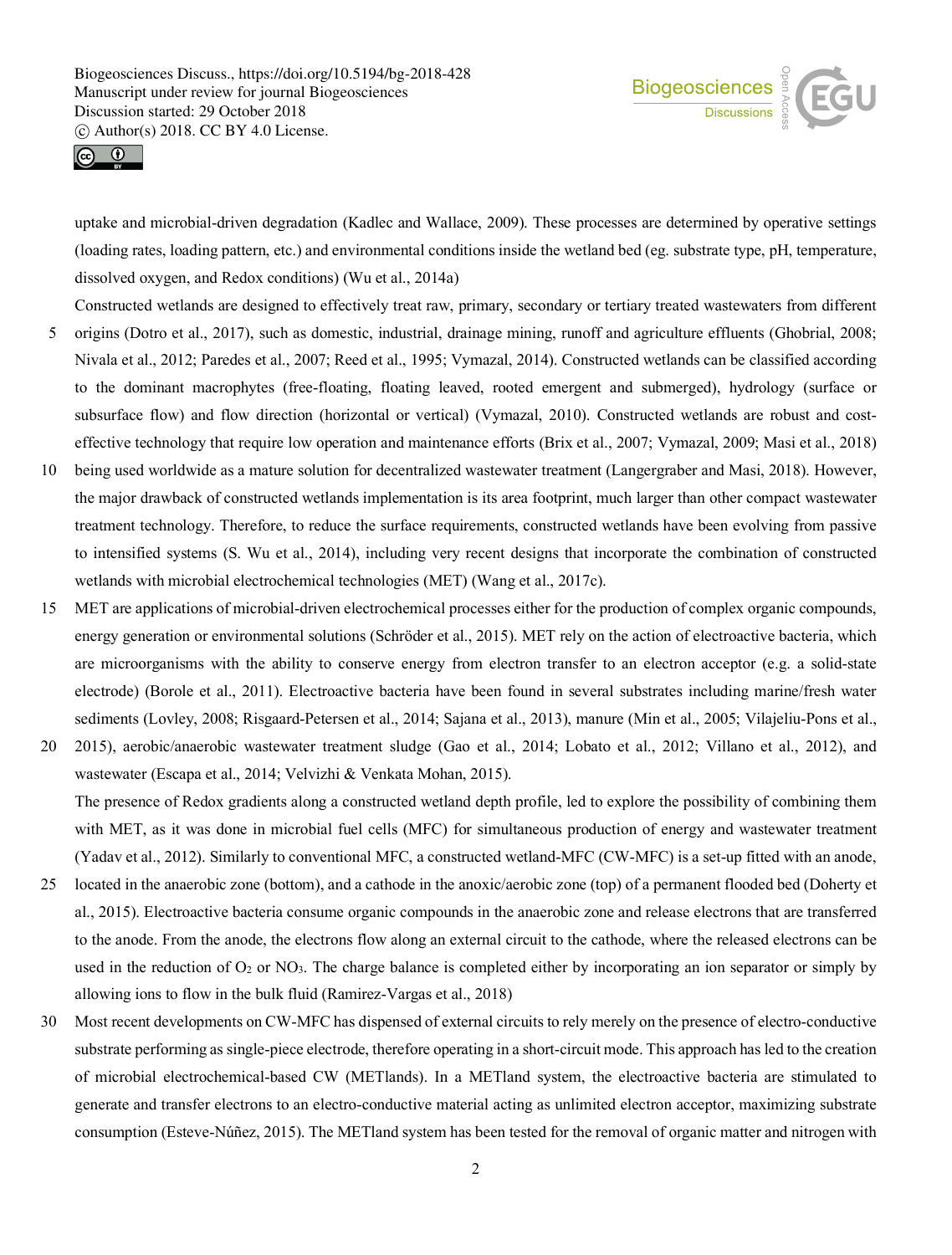uptake and microbial-driven degradation (Kadlec and Wallace, 2009). These processes are determined by operative settings (loading rates, loading pattern, etc.) and environmental conditions inside the wetland bed (eg. substrate type, pH, temperature, dissolved oxygen, and Redox conditions) (Wu et al., 2014a)

Constructed wetlands are designed to effectively treat raw, primary, secondary or tertiary treated wastewaters from different origins (Dotro et al., 2017), such as domestic, industrial, drainage mining, runoff and agriculture effluents (Ghobrial, 2008; Nivala et al., 2012; Paredes et al., 2007; Reed et al., 1995; Vymazal, 2014). Constructed wetlands can be classified according to the dominant macrophytes (free-floating, floating leaved, rooted emergent and submerged), hydrology (surface or subsurface flow) and flow direction (horizontal or vertical) (Vymazal, 2010). Constructed wetlands are robust and cost-effective technology that require low operation and maintenance efforts (Brix et al., 2007; Vymazal, 2009; Masi et al., 2018) being used worldwide as a mature solution for decentralized wastewater treatment (Langergraber and Masi, 2018). However, the major drawback of constructed wetlands implementation is its area footprint, much larger than other compact wastewater treatment technology. Therefore, to reduce the surface requirements, constructed wetlands have been evolving from passive to intensified systems (S. Wu et al., 2014), including very recent designs that incorporate the combination of constructed wetlands with microbial electrochemical technologies (MET) (Wang et al., 2017c).

MET are applications of microbial-driven electrochemical processes either for the production of complex organic compounds, energy generation or environmental solutions (Schröder et al., 2015). MET rely on the action of electroactive bacteria, which are microorganisms with the ability to conserve energy from electron transfer to an electron acceptor (e.g. a solid-state electrode) (Borole et al., 2011). Electroactive bacteria have been found in several substrates including marine/fresh water sediments (Lovley, 2008; Risgaard-Petersen et al., 2014; Sajana et al., 2013), manure (Min et al., 2005; Vilajeliu-Pons et al., 2015), aerobic/anaerobic wastewater treatment sludge (Gao et al., 2014; Lobato et al., 2012; Villano et al., 2012), and wastewater (Escapa et al., 2014; Velvizhi & Venkata Mohan, 2015).

The presence of Redox gradients along a constructed wetland depth profile, led to explore the possibility of combining them with MET, as it was done in microbial fuel cells (MFC) for simultaneous production of energy and wastewater treatment (Yadav et al., 2012). Similarly to conventional MFC, a constructed wetland-MFC (CW-MFC) is a set-up fitted with an anode, located in the anaerobic zone (bottom), and a cathode in the anoxic/aerobic zone (top) of a permanent flooded bed (Doherty et al., 2015). Electroactive bacteria consume organic compounds in the anaerobic zone and release electrons that are transferred to the anode. From the anode, the electrons flow along an external circuit to the cathode, where the released electrons can be used in the reduction of $O_2$ or $NO_3$. The charge balance is completed either by incorporating an ion separator or simply by allowing ions to flow in the bulk fluid (Ramirez-Vargas et al., 2018)

Most recent developments on CW-MFC has dispensed of external circuits to rely merely on the presence of electro-conductive substrate performing as single-piece electrode, therefore operating in a short-circuit mode. This approach has led to the creation of microbial electrochemical-based CW (METlands). In a METland system, the electroactive bacteria are stimulated to generate and transfer electrons to an electro-conductive material acting as unlimited electron acceptor, maximizing substrate consumption (Esteve-Núñez, 2015). The METland system has been tested for the removal of organic matter and nitrogen with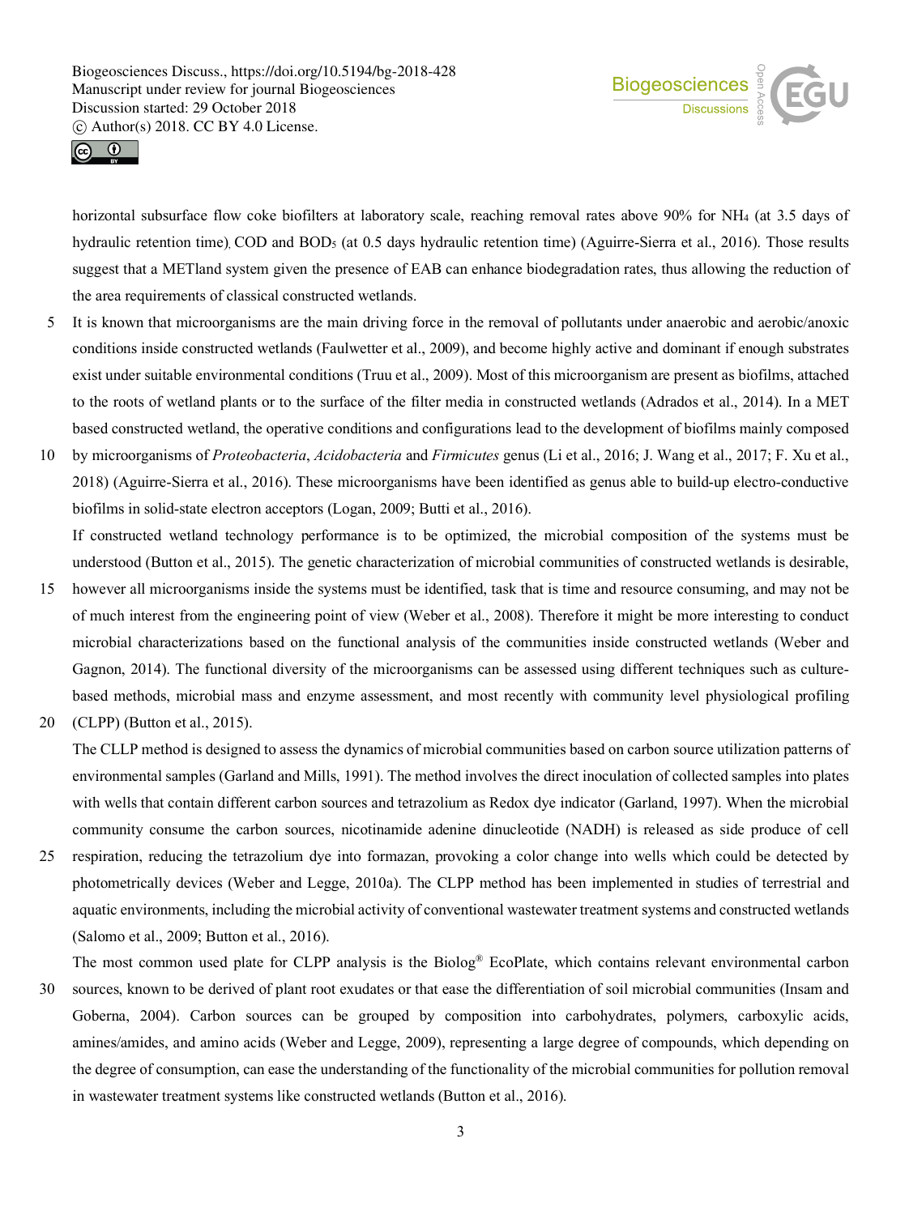horizontal subsurface flow coke biofilters at laboratory scale, reaching removal rates above 90% for $NH_4$ (at 3.5 days of hydraulic retention time), COD and $BOD_5$ (at 0.5 days hydraulic retention time) (Aguirre-Sierra et al., 2016). Those results suggest that a METland system given the presence of EAB can enhance biodegradation rates, thus allowing the reduction of the area requirements of classical constructed wetlands.

It is known that microorganisms are the main driving force in the removal of pollutants under anaerobic and aerobic/anoxic conditions inside constructed wetlands (Faulwetter et al., 2009), and become highly active and dominant if enough substrates exist under suitable environmental conditions (Truu et al., 2009). Most of this microorganism are present as biofilms, attached to the roots of wetland plants or to the surface of the filter media in constructed wetlands (Adrados et al., 2014). In a MET based constructed wetland, the operative conditions and configurations lead to the development of biofilms mainly composed by microorganisms of *Proteobacteria*, *Acidobacteria* and *Firmicutes* genus (Li et al., 2016; J. Wang et al., 2017; F. Xu et al., 2018) (Aguirre-Sierra et al., 2016). These microorganisms have been identified as genus able to build-up electro-conductive biofilms in solid-state electron acceptors (Logan, 2009; Butti et al., 2016).

If constructed wetland technology performance is to be optimized, the microbial composition of the systems must be understood (Button et al., 2015). The genetic characterization of microbial communities of constructed wetlands is desirable, however all microorganisms inside the systems must be identified, task that is time and resource consuming, and may not be of much interest from the engineering point of view (Weber et al., 2008). Therefore it might be more interesting to conduct microbial characterizations based on the functional analysis of the communities inside constructed wetlands (Weber and Gagnon, 2014). The functional diversity of the microorganisms can be assessed using different techniques such as culture-based methods, microbial mass and enzyme assessment, and most recently with community level physiological profiling (CLPP) (Button et al., 2015).

The CLLP method is designed to assess the dynamics of microbial communities based on carbon source utilization patterns of environmental samples (Garland and Mills, 1991). The method involves the direct inoculation of collected samples into plates with wells that contain different carbon sources and tetrazolium as Redox dye indicator (Garland, 1997). When the microbial community consume the carbon sources, nicotinamide adenine dinucleotide (NADH) is released as side produce of cell respiration, reducing the tetrazolium dye into formazan, provoking a color change into wells which could be detected by photometrically devices (Weber and Legge, 2010a). The CLPP method has been implemented in studies of terrestrial and aquatic environments, including the microbial activity of conventional wastewater treatment systems and constructed wetlands (Salomo et al., 2009; Button et al., 2016).

The most common used plate for CLPP analysis is the Biolog® EcoPlate, which contains relevant environmental carbon sources, known to be derived of plant root exudates or that ease the differentiation of soil microbial communities (Insam and Goberna, 2004). Carbon sources can be grouped by composition into carbohydrates, polymers, carboxylic acids, amines/amides, and amino acids (Weber and Legge, 2009), representing a large degree of compounds, which depending on the degree of consumption, can ease the understanding of the functionality of the microbial communities for pollution removal in wastewater treatment systems like constructed wetlands (Button et al., 2016).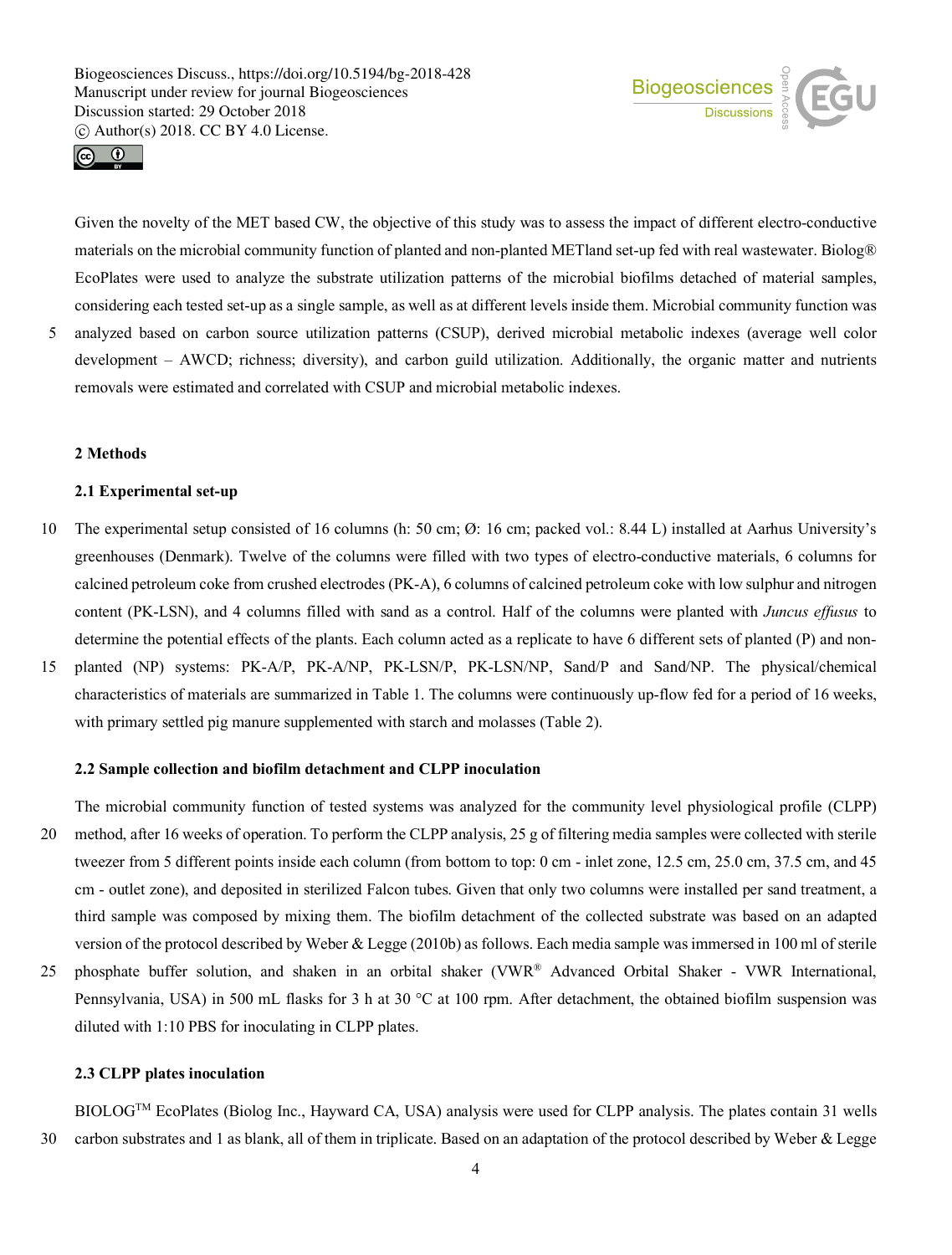Given the novelty of the MET based CW, the objective of this study was to assess the impact of different electro-conductive materials on the microbial community function of planted and non-planted METland set-up fed with real wastewater. Biolog® EcoPlates were used to analyze the substrate utilization patterns of the microbial biofilms detached of material samples, considering each tested set-up as a single sample, as well as at different levels inside them. Microbial community function was analyzed based on carbon source utilization patterns (CSUP), derived microbial metabolic indexes (average well color development – AWCD; richness; diversity), and carbon guild utilization. Additionally, the organic matter and nutrients removals were estimated and correlated with CSUP and microbial metabolic indexes.

## 2 Methods

### 2.1 Experimental set-up

The experimental setup consisted of 16 columns (h: 50 cm; Ø: 16 cm; packed vol.: 8.44 L) installed at Aarhus University's greenhouses (Denmark). Twelve of the columns were filled with two types of electro-conductive materials, 6 columns for calcined petroleum coke from crushed electrodes (PK-A), 6 columns of calcined petroleum coke with low sulphur and nitrogen content (PK-LSN), and 4 columns filled with sand as a control. Half of the columns were planted with *Juncus effusus* to determine the potential effects of the plants. Each column acted as a replicate to have 6 different sets of planted (P) and non-planted (NP) systems: PK-A/P, PK-A/NP, PK-LSN/P, PK-LSN/NP, Sand/P and Sand/NP. The physical/chemical characteristics of materials are summarized in Table 1. The columns were continuously up-flow fed for a period of 16 weeks, with primary settled pig manure supplemented with starch and molasses (Table 2).

### 2.2 Sample collection and biofilm detachment and CLPP inoculation

The microbial community function of tested systems was analyzed for the community level physiological profile (CLPP) method, after 16 weeks of operation. To perform the CLPP analysis, 25 g of filtering media samples were collected with sterile tweezer from 5 different points inside each column (from bottom to top: 0 cm - inlet zone, 12.5 cm, 25.0 cm, 37.5 cm, and 45 cm - outlet zone), and deposited in sterilized Falcon tubes. Given that only two columns were installed per sand treatment, a third sample was composed by mixing them. The biofilm detachment of the collected substrate was based on an adapted version of the protocol described by Weber & Legge (2010b) as follows. Each media sample was immersed in 100 ml of sterile phosphate buffer solution, and shaken in an orbital shaker (VWR® Advanced Orbital Shaker - VWR International, Pennsylvania, USA) in 500 mL flasks for 3 h at 30 °C at 100 rpm. After detachment, the obtained biofilm suspension was diluted with 1:10 PBS for inoculating in CLPP plates.

### 2.3 CLPP plates inoculation

BIOLOG™ EcoPlates (Biolog Inc., Hayward CA, USA) analysis were used for CLPP analysis. The plates contain 31 wells carbon substrates and 1 as blank, all of them in triplicate. Based on an adaptation of the protocol described by Weber & Legge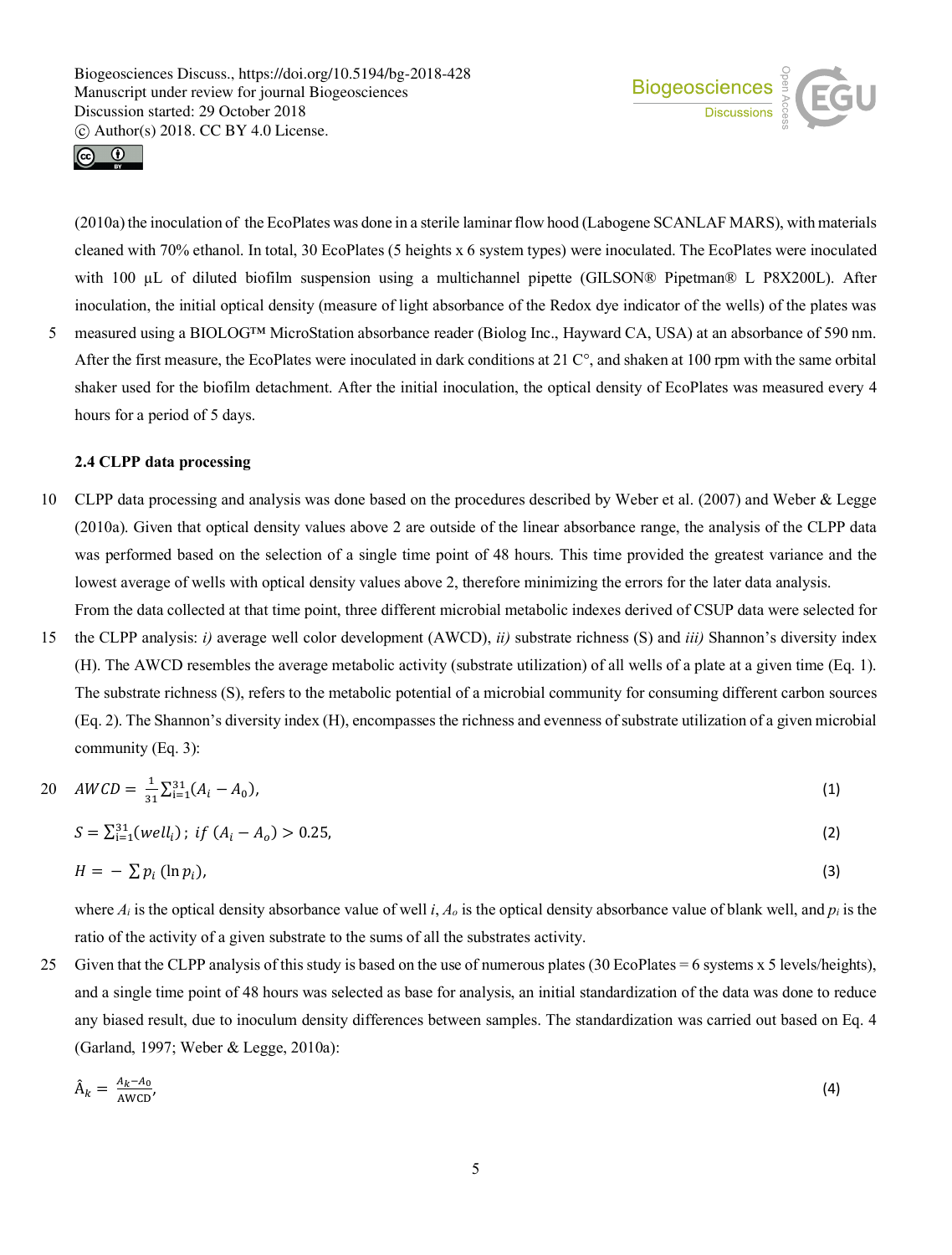(2010a) the inoculation of the EcoPlates was done in a sterile laminar flow hood (Labogene SCANLAF MARS), with materials cleaned with 70% ethanol. In total, 30 EcoPlates (5 heights x 6 system types) were inoculated. The EcoPlates were inoculated with 100 µL of diluted biofilm suspension using a multichannel pipette (GILSON® Pipetman® L P8X200L). After inoculation, the initial optical density (measure of light absorbance of the Redox dye indicator of the wells) of the plates was measured using a BIOLOG™ MicroStation absorbance reader (Biolog Inc., Hayward CA, USA) at an absorbance of 590 nm. After the first measure, the EcoPlates were inoculated in dark conditions at 21 C°, and shaken at 100 rpm with the same orbital shaker used for the biofilm detachment. After the initial inoculation, the optical density of EcoPlates was measured every 4 hours for a period of 5 days.

### 2.4 CLPP data processing

CLPP data processing and analysis was done based on the procedures described by Weber et al. (2007) and Weber & Legge (2010a). Given that optical density values above 2 are outside of the linear absorbance range, the analysis of the CLPP data was performed based on the selection of a single time point of 48 hours. This time provided the greatest variance and the lowest average of wells with optical density values above 2, therefore minimizing the errors for the later data analysis.

From the data collected at that time point, three different microbial metabolic indexes derived of CSUP data were selected for the CLPP analysis: *i)* average well color development (AWCD), *ii)* substrate richness (S) and *iii)* Shannon's diversity index (H). The AWCD resembles the average metabolic activity (substrate utilization) of all wells of a plate at a given time (Eq. 1). The substrate richness (S), refers to the metabolic potential of a microbial community for consuming different carbon sources (Eq. 2). The Shannon's diversity index (H), encompasses the richness and evenness of substrate utilization of a given microbial community (Eq. 3):

$$AWCD = \frac{1}{31}\sum_{i=1}^{31}(A_i - A_0), \tag{1}$$

$$S = \sum_{i=1}^{31}(well_i)\;;\; if\ (A_i - A_o) > 0.25, \tag{2}$$

$$H = -\sum p_i\,(\ln p_i), \tag{3}$$

where $A_i$ is the optical density absorbance value of well $i$, $A_o$ is the optical density absorbance value of blank well, and $p_i$ is the ratio of the activity of a given substrate to the sums of all the substrates activity.

Given that the CLPP analysis of this study is based on the use of numerous plates (30 EcoPlates = 6 systems x 5 levels/heights), and a single time point of 48 hours was selected as base for analysis, an initial standardization of the data was done to reduce any biased result, due to inoculum density differences between samples. The standardization was carried out based on Eq. 4 (Garland, 1997; Weber & Legge, 2010a):

$$\hat{A}_k = \frac{A_k - A_0}{\text{AWCD}}, \tag{4}$$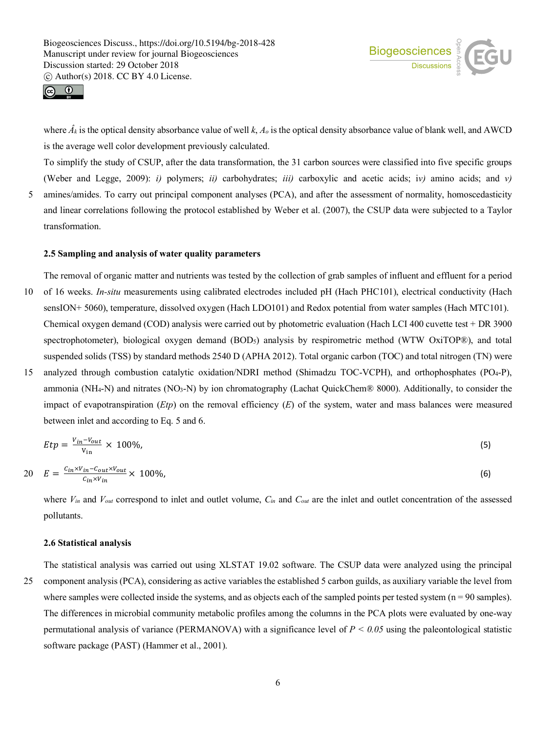where $\hat{A}_k$ is the optical density absorbance value of well $k$, $A_o$ is the optical density absorbance value of blank well, and AWCD is the average well color development previously calculated.

To simplify the study of CSUP, after the data transformation, the 31 carbon sources were classified into five specific groups (Weber and Legge, 2009): *i)* polymers; *ii)* carbohydrates; *iii)* carboxylic and acetic acids; i*v)* amino acids; and *v)* amines/amides. To carry out principal component analyses (PCA), and after the assessment of normality, homoscedasticity and linear correlations following the protocol established by Weber et al. (2007), the CSUP data were subjected to a Taylor transformation.

### 2.5 Sampling and analysis of water quality parameters

The removal of organic matter and nutrients was tested by the collection of grab samples of influent and effluent for a period of 16 weeks. *In-situ* measurements using calibrated electrodes included pH (Hach PHC101), electrical conductivity (Hach sensION+ 5060), temperature, dissolved oxygen (Hach LDO101) and Redox potential from water samples (Hach MTC101). Chemical oxygen demand (COD) analysis were carried out by photometric evaluation (Hach LCI 400 cuvette test + DR 3900 spectrophotometer), biological oxygen demand ($BOD_5$) analysis by respirometric method (WTW OxiTOP®), and total suspended solids (TSS) by standard methods 2540 D (APHA 2012). Total organic carbon (TOC) and total nitrogen (TN) were analyzed through combustion catalytic oxidation/NDRI method (Shimadzu TOC-VCPH), and orthophosphates ($PO_4$-P), ammonia ($NH_4$-N) and nitrates ($NO_3$-N) by ion chromatography (Lachat QuickChem® 8000). Additionally, to consider the impact of evapotranspiration (*Etp*) on the removal efficiency (*E*) of the system, water and mass balances were measured between inlet and according to Eq. 5 and 6.

$$Etp = \frac{V_{in} - V_{out}}{V_{in}} \times 100\%, \quad (5)$$

$$E = \frac{C_{in} \times V_{in} - C_{out} \times V_{out}}{C_{in} \times V_{in}} \times 100\%, \quad (6)$$

where $V_{in}$ and $V_{out}$ correspond to inlet and outlet volume, $C_{in}$ and $C_{out}$ are the inlet and outlet concentration of the assessed pollutants.

### 2.6 Statistical analysis

The statistical analysis was carried out using XLSTAT 19.02 software. The CSUP data were analyzed using the principal component analysis (PCA), considering as active variables the established 5 carbon guilds, as auxiliary variable the level from where samples were collected inside the systems, and as objects each of the sampled points per tested system (n = 90 samples). The differences in microbial community metabolic profiles among the columns in the PCA plots were evaluated by one-way permutational analysis of variance (PERMANOVA) with a significance level of $P < 0.05$ using the paleontological statistic software package (PAST) (Hammer et al., 2001).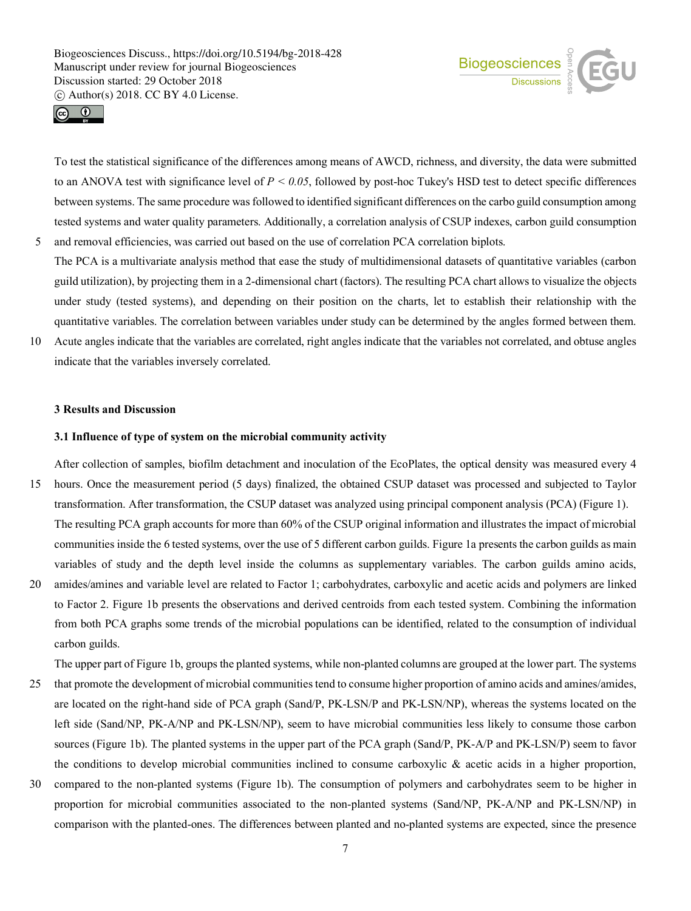To test the statistical significance of the differences among means of AWCD, richness, and diversity, the data were submitted to an ANOVA test with significance level of $P < 0.05$, followed by post-hoc Tukey's HSD test to detect specific differences between systems. The same procedure was followed to identified significant differences on the carbo guild consumption among tested systems and water quality parameters. Additionally, a correlation analysis of CSUP indexes, carbon guild consumption and removal efficiencies, was carried out based on the use of correlation PCA correlation biplots.

The PCA is a multivariate analysis method that ease the study of multidimensional datasets of quantitative variables (carbon guild utilization), by projecting them in a 2-dimensional chart (factors). The resulting PCA chart allows to visualize the objects under study (tested systems), and depending on their position on the charts, let to establish their relationship with the quantitative variables. The correlation between variables under study can be determined by the angles formed between them. Acute angles indicate that the variables are correlated, right angles indicate that the variables not correlated, and obtuse angles indicate that the variables inversely correlated.

## 3 Results and Discussion

### 3.1 Influence of type of system on the microbial community activity

After collection of samples, biofilm detachment and inoculation of the EcoPlates, the optical density was measured every 4 hours. Once the measurement period (5 days) finalized, the obtained CSUP dataset was processed and subjected to Taylor transformation. After transformation, the CSUP dataset was analyzed using principal component analysis (PCA) (Figure 1). The resulting PCA graph accounts for more than 60% of the CSUP original information and illustrates the impact of microbial communities inside the 6 tested systems, over the use of 5 different carbon guilds. Figure 1a presents the carbon guilds as main variables of study and the depth level inside the columns as supplementary variables. The carbon guilds amino acids, amides/amines and variable level are related to Factor 1; carbohydrates, carboxylic and acetic acids and polymers are linked to Factor 2. Figure 1b presents the observations and derived centroids from each tested system. Combining the information from both PCA graphs some trends of the microbial populations can be identified, related to the consumption of individual carbon guilds.

The upper part of Figure 1b, groups the planted systems, while non-planted columns are grouped at the lower part. The systems that promote the development of microbial communities tend to consume higher proportion of amino acids and amines/amides, are located on the right-hand side of PCA graph (Sand/P, PK-LSN/P and PK-LSN/NP), whereas the systems located on the left side (Sand/NP, PK-A/NP and PK-LSN/NP), seem to have microbial communities less likely to consume those carbon sources (Figure 1b). The planted systems in the upper part of the PCA graph (Sand/P, PK-A/P and PK-LSN/P) seem to favor the conditions to develop microbial communities inclined to consume carboxylic & acetic acids in a higher proportion, compared to the non-planted systems (Figure 1b). The consumption of polymers and carbohydrates seem to be higher in proportion for microbial communities associated to the non-planted systems (Sand/NP, PK-A/NP and PK-LSN/NP) in comparison with the planted-ones. The differences between planted and no-planted systems are expected, since the presence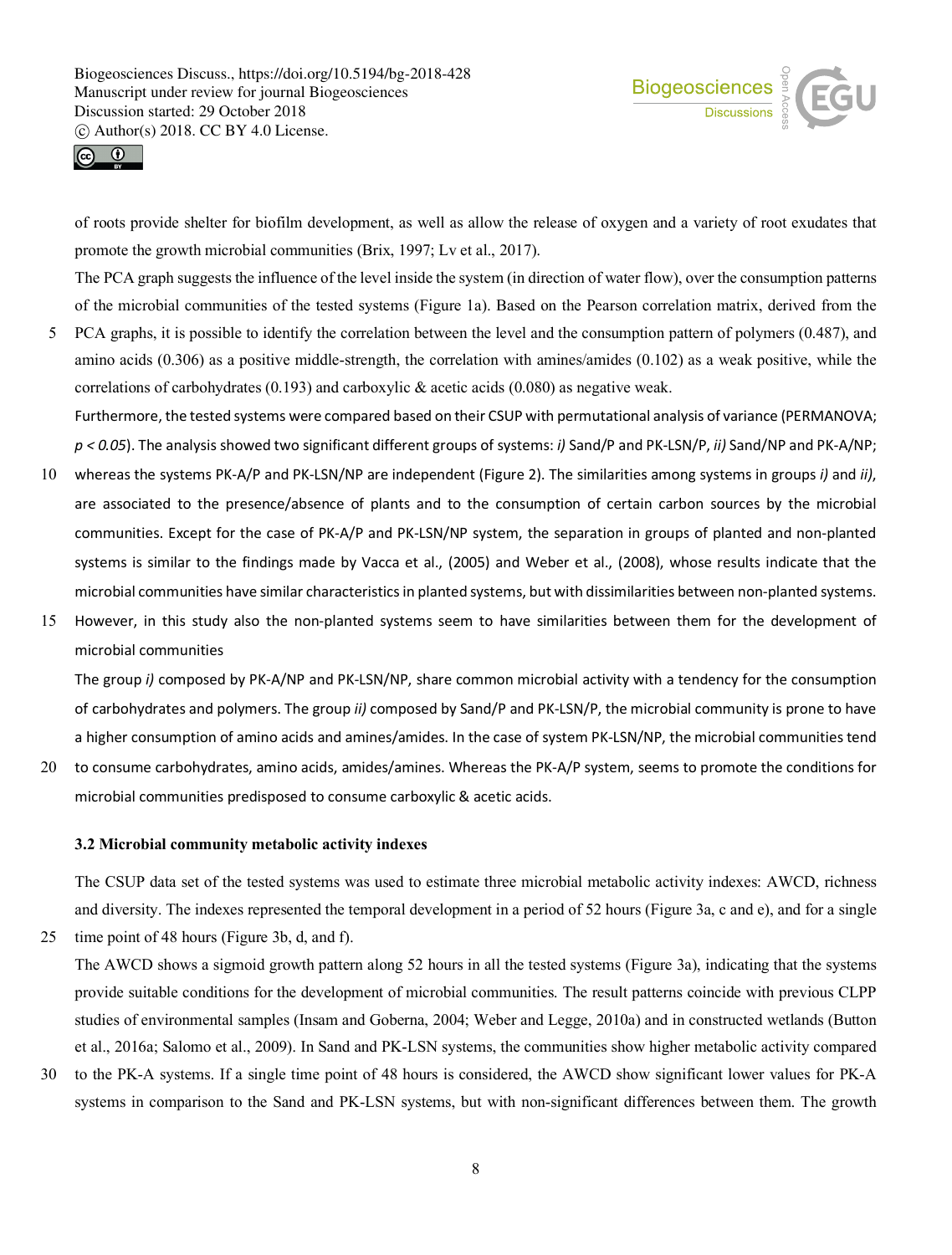of roots provide shelter for biofilm development, as well as allow the release of oxygen and a variety of root exudates that promote the growth microbial communities (Brix, 1997; Lv et al., 2017).

The PCA graph suggests the influence of the level inside the system (in direction of water flow), over the consumption patterns of the microbial communities of the tested systems (Figure 1a). Based on the Pearson correlation matrix, derived from the PCA graphs, it is possible to identify the correlation between the level and the consumption pattern of polymers (0.487), and amino acids (0.306) as a positive middle-strength, the correlation with amines/amides (0.102) as a weak positive, while the correlations of carbohydrates (0.193) and carboxylic & acetic acids (0.080) as negative weak.

Furthermore, the tested systems were compared based on their CSUP with permutational analysis of variance (PERMANOVA; $p < 0.05$). The analysis showed two significant different groups of systems: *i)* Sand/P and PK-LSN/P, *ii)* Sand/NP and PK-A/NP; whereas the systems PK-A/P and PK-LSN/NP are independent (Figure 2). The similarities among systems in groups *i)* and *ii)*, are associated to the presence/absence of plants and to the consumption of certain carbon sources by the microbial communities. Except for the case of PK-A/P and PK-LSN/NP system, the separation in groups of planted and non-planted systems is similar to the findings made by Vacca et al., (2005) and Weber et al., (2008), whose results indicate that the microbial communities have similar characteristics in planted systems, but with dissimilarities between non-planted systems. However, in this study also the non-planted systems seem to have similarities between them for the development of microbial communities

The group *i)* composed by PK-A/NP and PK-LSN/NP, share common microbial activity with a tendency for the consumption of carbohydrates and polymers. The group *ii)* composed by Sand/P and PK-LSN/P, the microbial community is prone to have a higher consumption of amino acids and amines/amides. In the case of system PK-LSN/NP, the microbial communities tend to consume carbohydrates, amino acids, amides/amines. Whereas the PK-A/P system, seems to promote the conditions for microbial communities predisposed to consume carboxylic & acetic acids.

### 3.2 Microbial community metabolic activity indexes

The CSUP data set of the tested systems was used to estimate three microbial metabolic activity indexes: AWCD, richness and diversity. The indexes represented the temporal development in a period of 52 hours (Figure 3a, c and e), and for a single time point of 48 hours (Figure 3b, d, and f).

The AWCD shows a sigmoid growth pattern along 52 hours in all the tested systems (Figure 3a), indicating that the systems provide suitable conditions for the development of microbial communities. The result patterns coincide with previous CLPP studies of environmental samples (Insam and Goberna, 2004; Weber and Legge, 2010a) and in constructed wetlands (Button et al., 2016a; Salomo et al., 2009). In Sand and PK-LSN systems, the communities show higher metabolic activity compared to the PK-A systems. If a single time point of 48 hours is considered, the AWCD show significant lower values for PK-A systems in comparison to the Sand and PK-LSN systems, but with non-significant differences between them. The growth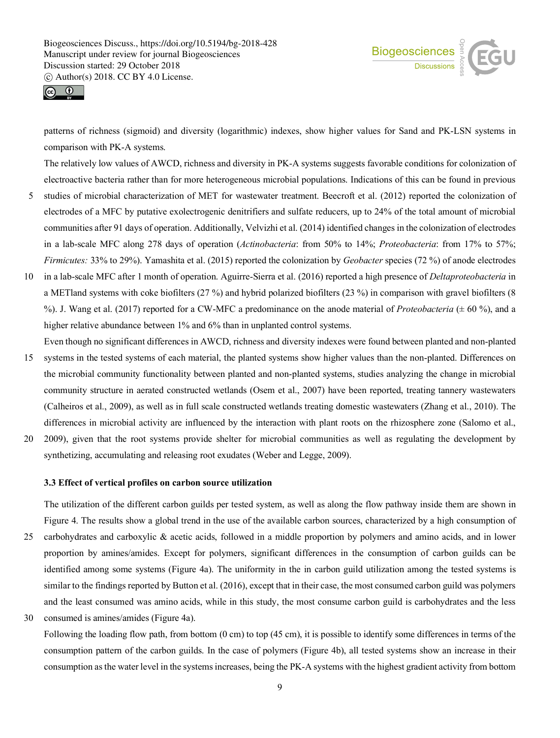patterns of richness (sigmoid) and diversity (logarithmic) indexes, show higher values for Sand and PK-LSN systems in comparison with PK-A systems.

The relatively low values of AWCD, richness and diversity in PK-A systems suggests favorable conditions for colonization of electroactive bacteria rather than for more heterogeneous microbial populations. Indications of this can be found in previous studies of microbial characterization of MET for wastewater treatment. Beecroft et al. (2012) reported the colonization of electrodes of a MFC by putative exolectrogenic denitrifiers and sulfate reducers, up to 24% of the total amount of microbial communities after 91 days of operation. Additionally, Velvizhi et al. (2014) identified changes in the colonization of electrodes in a lab-scale MFC along 278 days of operation (*Actinobacteria*: from 50% to 14%; *Proteobacteria*: from 17% to 57%; *Firmicutes:* 33% to 29%). Yamashita et al. (2015) reported the colonization by *Geobacter* species (72 %) of anode electrodes in a lab-scale MFC after 1 month of operation. Aguirre-Sierra et al. (2016) reported a high presence of *Deltaproteobacteria* in a METland systems with coke biofilters (27 %) and hybrid polarized biofilters (23 %) in comparison with gravel biofilters (8 %). J. Wang et al. (2017) reported for a CW-MFC a predominance on the anode material of *Proteobacteria* (± 60 %), and a higher relative abundance between 1% and 6% than in unplanted control systems.

Even though no significant differences in AWCD, richness and diversity indexes were found between planted and non-planted systems in the tested systems of each material, the planted systems show higher values than the non-planted. Differences on the microbial community functionality between planted and non-planted systems, studies analyzing the change in microbial community structure in aerated constructed wetlands (Osem et al., 2007) have been reported, treating tannery wastewaters (Calheiros et al., 2009), as well as in full scale constructed wetlands treating domestic wastewaters (Zhang et al., 2010). The differences in microbial activity are influenced by the interaction with plant roots on the rhizosphere zone (Salomo et al., 2009), given that the root systems provide shelter for microbial communities as well as regulating the development by synthetizing, accumulating and releasing root exudates (Weber and Legge, 2009).

### 3.3 Effect of vertical profiles on carbon source utilization

The utilization of the different carbon guilds per tested system, as well as along the flow pathway inside them are shown in Figure 4. The results show a global trend in the use of the available carbon sources, characterized by a high consumption of carbohydrates and carboxylic & acetic acids, followed in a middle proportion by polymers and amino acids, and in lower proportion by amines/amides. Except for polymers, significant differences in the consumption of carbon guilds can be identified among some systems (Figure 4a). The uniformity in the in carbon guild utilization among the tested systems is similar to the findings reported by Button et al. (2016), except that in their case, the most consumed carbon guild was polymers and the least consumed was amino acids, while in this study, the most consume carbon guild is carbohydrates and the less consumed is amines/amides (Figure 4a).

Following the loading flow path, from bottom (0 cm) to top (45 cm), it is possible to identify some differences in terms of the consumption pattern of the carbon guilds. In the case of polymers (Figure 4b), all tested systems show an increase in their consumption as the water level in the systems increases, being the PK-A systems with the highest gradient activity from bottom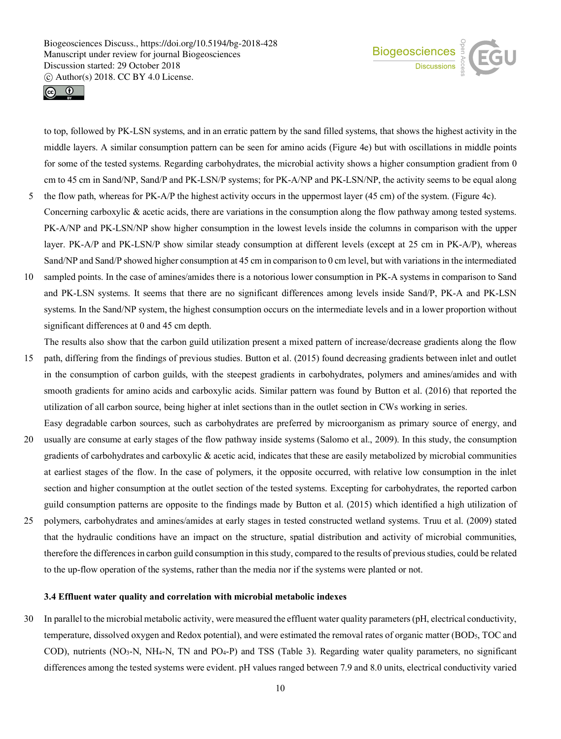to top, followed by PK-LSN systems, and in an erratic pattern by the sand filled systems, that shows the highest activity in the middle layers. A similar consumption pattern can be seen for amino acids (Figure 4e) but with oscillations in middle points for some of the tested systems. Regarding carbohydrates, the microbial activity shows a higher consumption gradient from 0 cm to 45 cm in Sand/NP, Sand/P and PK-LSN/P systems; for PK-A/NP and PK-LSN/NP, the activity seems to be equal along the flow path, whereas for PK-A/P the highest activity occurs in the uppermost layer (45 cm) of the system. (Figure 4c).

Concerning carboxylic & acetic acids, there are variations in the consumption along the flow pathway among tested systems. PK-A/NP and PK-LSN/NP show higher consumption in the lowest levels inside the columns in comparison with the upper layer. PK-A/P and PK-LSN/P show similar steady consumption at different levels (except at 25 cm in PK-A/P), whereas Sand/NP and Sand/P showed higher consumption at 45 cm in comparison to 0 cm level, but with variations in the intermediated sampled points. In the case of amines/amides there is a notorious lower consumption in PK-A systems in comparison to Sand and PK-LSN systems. It seems that there are no significant differences among levels inside Sand/P, PK-A and PK-LSN systems. In the Sand/NP system, the highest consumption occurs on the intermediate levels and in a lower proportion without significant differences at 0 and 45 cm depth.

The results also show that the carbon guild utilization present a mixed pattern of increase/decrease gradients along the flow path, differing from the findings of previous studies. Button et al. (2015) found decreasing gradients between inlet and outlet in the consumption of carbon guilds, with the steepest gradients in carbohydrates, polymers and amines/amides and with smooth gradients for amino acids and carboxylic acids. Similar pattern was found by Button et al. (2016) that reported the utilization of all carbon source, being higher at inlet sections than in the outlet section in CWs working in series.

Easy degradable carbon sources, such as carbohydrates are preferred by microorganism as primary source of energy, and usually are consume at early stages of the flow pathway inside systems (Salomo et al., 2009). In this study, the consumption gradients of carbohydrates and carboxylic & acetic acid, indicates that these are easily metabolized by microbial communities at earliest stages of the flow. In the case of polymers, it the opposite occurred, with relative low consumption in the inlet section and higher consumption at the outlet section of the tested systems. Excepting for carbohydrates, the reported carbon guild consumption patterns are opposite to the findings made by Button et al. (2015) which identified a high utilization of polymers, carbohydrates and amines/amides at early stages in tested constructed wetland systems. Truu et al. (2009) stated that the hydraulic conditions have an impact on the structure, spatial distribution and activity of microbial communities, therefore the differences in carbon guild consumption in this study, compared to the results of previous studies, could be related to the up-flow operation of the systems, rather than the media nor if the systems were planted or not.

### 3.4 Effluent water quality and correlation with microbial metabolic indexes

In parallel to the microbial metabolic activity, were measured the effluent water quality parameters (pH, electrical conductivity, temperature, dissolved oxygen and Redox potential), and were estimated the removal rates of organic matter ($BOD_5$, TOC and COD), nutrients ($NO_3$-N, $NH_4$-N, TN and $PO_4$-P) and TSS (Table 3). Regarding water quality parameters, no significant differences among the tested systems were evident. pH values ranged between 7.9 and 8.0 units, electrical conductivity varied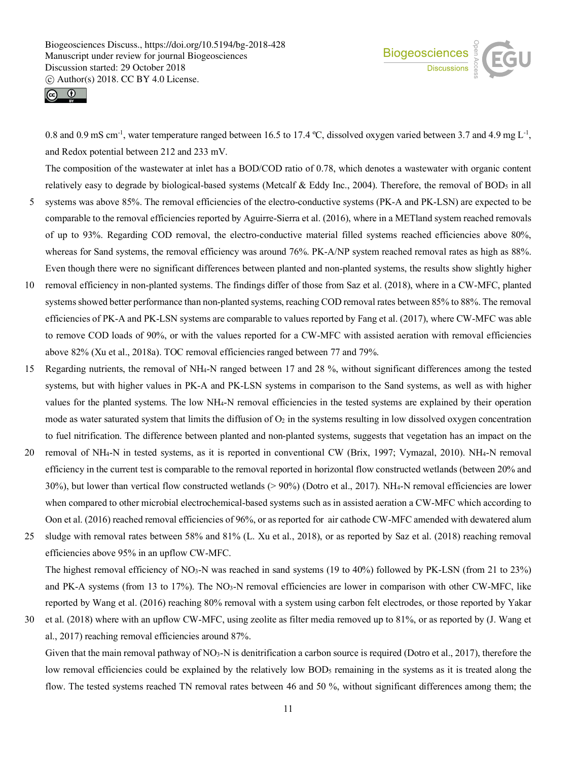0.8 and 0.9 mS cm$^{-1}$, water temperature ranged between 16.5 to 17.4 ºC, dissolved oxygen varied between 3.7 and 4.9 mg L$^{-1}$, and Redox potential between 212 and 233 mV.

The composition of the wastewater at inlet has a BOD/COD ratio of 0.78, which denotes a wastewater with organic content relatively easy to degrade by biological-based systems (Metcalf & Eddy Inc., 2004). Therefore, the removal of $BOD_5$ in all systems was above 85%. The removal efficiencies of the electro-conductive systems (PK-A and PK-LSN) are expected to be comparable to the removal efficiencies reported by Aguirre-Sierra et al. (2016), where in a METland system reached removals of up to 93%. Regarding COD removal, the electro-conductive material filled systems reached efficiencies above 80%, whereas for Sand systems, the removal efficiency was around 76%. PK-A/NP system reached removal rates as high as 88%. Even though there were no significant differences between planted and non-planted systems, the results show slightly higher removal efficiency in non-planted systems. The findings differ of those from Saz et al. (2018), where in a CW-MFC, planted systems showed better performance than non-planted systems, reaching COD removal rates between 85% to 88%. The removal efficiencies of PK-A and PK-LSN systems are comparable to values reported by Fang et al. (2017), where CW-MFC was able to remove COD loads of 90%, or with the values reported for a CW-MFC with assisted aeration with removal efficiencies above 82% (Xu et al., 2018a). TOC removal efficiencies ranged between 77 and 79%.

Regarding nutrients, the removal of $NH_4$-N ranged between 17 and 28 %, without significant differences among the tested systems, but with higher values in PK-A and PK-LSN systems in comparison to the Sand systems, as well as with higher values for the planted systems. The low $NH_4$-N removal efficiencies in the tested systems are explained by their operation mode as water saturated system that limits the diffusion of $O_2$ in the systems resulting in low dissolved oxygen concentration to fuel nitrification. The difference between planted and non-planted systems, suggests that vegetation has an impact on the removal of $NH_4$-N in tested systems, as it is reported in conventional CW (Brix, 1997; Vymazal, 2010). $NH_4$-N removal efficiency in the current test is comparable to the removal reported in horizontal flow constructed wetlands (between 20% and 30%), but lower than vertical flow constructed wetlands (> 90%) (Dotro et al., 2017). $NH_4$-N removal efficiencies are lower when compared to other microbial electrochemical-based systems such as in assisted aeration a CW-MFC which according to Oon et al. (2016) reached removal efficiencies of 96%, or as reported for air cathode CW-MFC amended with dewatered alum sludge with removal rates between 58% and 81% (L. Xu et al., 2018), or as reported by Saz et al. (2018) reaching removal efficiencies above 95% in an upflow CW-MFC.

The highest removal efficiency of $NO_3$-N was reached in sand systems (19 to 40%) followed by PK-LSN (from 21 to 23%) and PK-A systems (from 13 to 17%). The $NO_3$-N removal efficiencies are lower in comparison with other CW-MFC, like reported by Wang et al. (2016) reaching 80% removal with a system using carbon felt electrodes, or those reported by Yakar et al. (2018) where with an upflow CW-MFC, using zeolite as filter media removed up to 81%, or as reported by (J. Wang et al., 2017) reaching removal efficiencies around 87%.

Given that the main removal pathway of $NO_3$-N is denitrification a carbon source is required (Dotro et al., 2017), therefore the low removal efficiencies could be explained by the relatively low $BOD_5$ remaining in the systems as it is treated along the flow. The tested systems reached TN removal rates between 46 and 50 %, without significant differences among them; the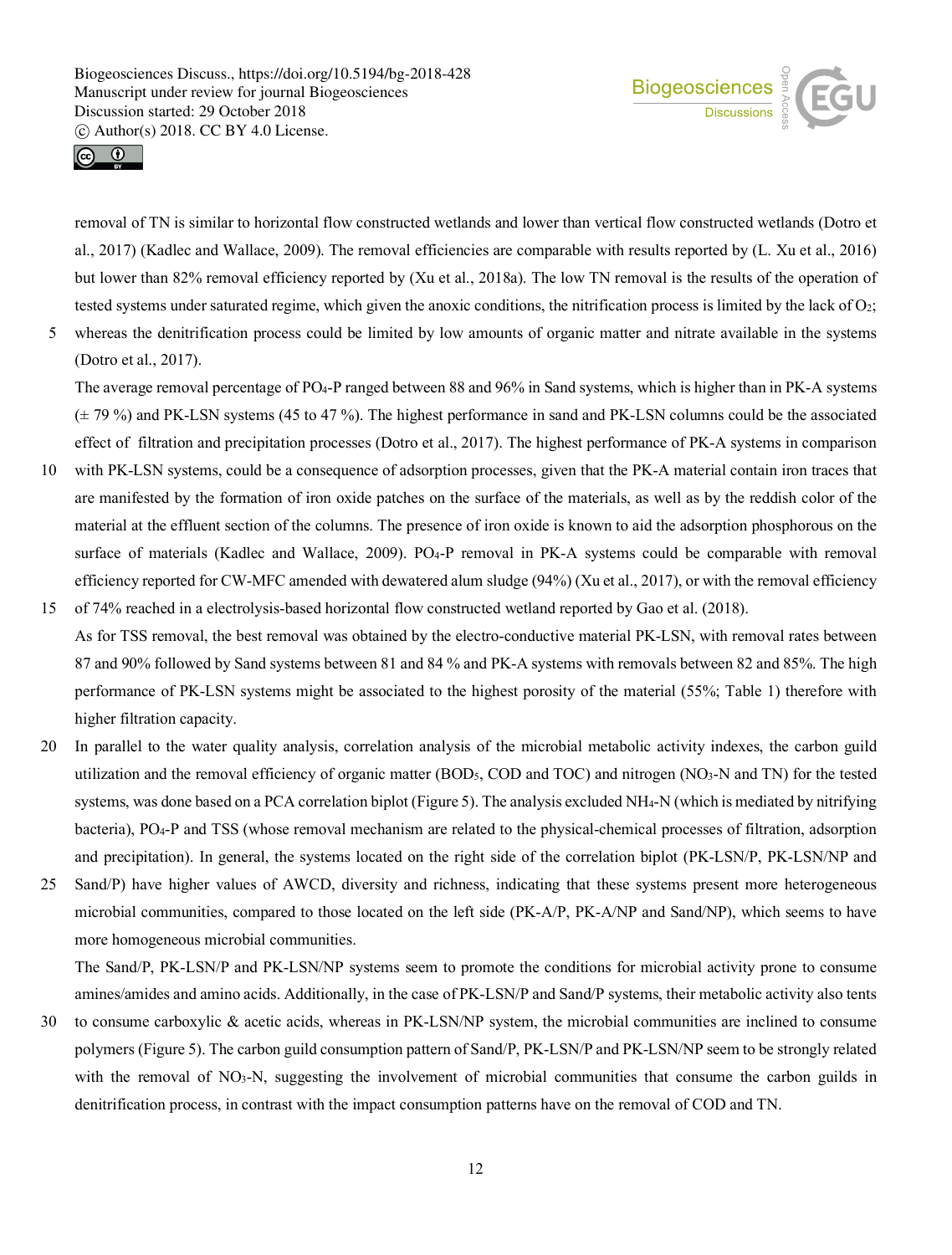removal of TN is similar to horizontal flow constructed wetlands and lower than vertical flow constructed wetlands (Dotro et al., 2017) (Kadlec and Wallace, 2009). The removal efficiencies are comparable with results reported by (L. Xu et al., 2016) but lower than 82% removal efficiency reported by (Xu et al., 2018a). The low TN removal is the results of the operation of tested systems under saturated regime, which given the anoxic conditions, the nitrification process is limited by the lack of $O_2$; whereas the denitrification process could be limited by low amounts of organic matter and nitrate available in the systems (Dotro et al., 2017).

The average removal percentage of $PO_4$-P ranged between 88 and 96% in Sand systems, which is higher than in PK-A systems (± 79 %) and PK-LSN systems (45 to 47 %). The highest performance in sand and PK-LSN columns could be the associated effect of filtration and precipitation processes (Dotro et al., 2017). The highest performance of PK-A systems in comparison with PK-LSN systems, could be a consequence of adsorption processes, given that the PK-A material contain iron traces that are manifested by the formation of iron oxide patches on the surface of the materials, as well as by the reddish color of the material at the effluent section of the columns. The presence of iron oxide is known to aid the adsorption phosphorous on the surface of materials (Kadlec and Wallace, 2009). $PO_4$-P removal in PK-A systems could be comparable with removal efficiency reported for CW-MFC amended with dewatered alum sludge (94%) (Xu et al., 2017), or with the removal efficiency of 74% reached in a electrolysis-based horizontal flow constructed wetland reported by Gao et al. (2018).

As for TSS removal, the best removal was obtained by the electro-conductive material PK-LSN, with removal rates between 87 and 90% followed by Sand systems between 81 and 84 % and PK-A systems with removals between 82 and 85%. The high performance of PK-LSN systems might be associated to the highest porosity of the material (55%; Table 1) therefore with higher filtration capacity.

In parallel to the water quality analysis, correlation analysis of the microbial metabolic activity indexes, the carbon guild utilization and the removal efficiency of organic matter ($BOD_5$, COD and TOC) and nitrogen ($NO_3$-N and TN) for the tested systems, was done based on a PCA correlation biplot (Figure 5). The analysis excluded $NH_4$-N (which is mediated by nitrifying bacteria), $PO_4$-P and TSS (whose removal mechanism are related to the physical-chemical processes of filtration, adsorption and precipitation). In general, the systems located on the right side of the correlation biplot (PK-LSN/P, PK-LSN/NP and Sand/P) have higher values of AWCD, diversity and richness, indicating that these systems present more heterogeneous microbial communities, compared to those located on the left side (PK-A/P, PK-A/NP and Sand/NP), which seems to have more homogeneous microbial communities.

The Sand/P, PK-LSN/P and PK-LSN/NP systems seem to promote the conditions for microbial activity prone to consume amines/amides and amino acids. Additionally, in the case of PK-LSN/P and Sand/P systems, their metabolic activity also tents to consume carboxylic & acetic acids, whereas in PK-LSN/NP system, the microbial communities are inclined to consume polymers (Figure 5). The carbon guild consumption pattern of Sand/P, PK-LSN/P and PK-LSN/NP seem to be strongly related with the removal of $NO_3$-N, suggesting the involvement of microbial communities that consume the carbon guilds in denitrification process, in contrast with the impact consumption patterns have on the removal of COD and TN.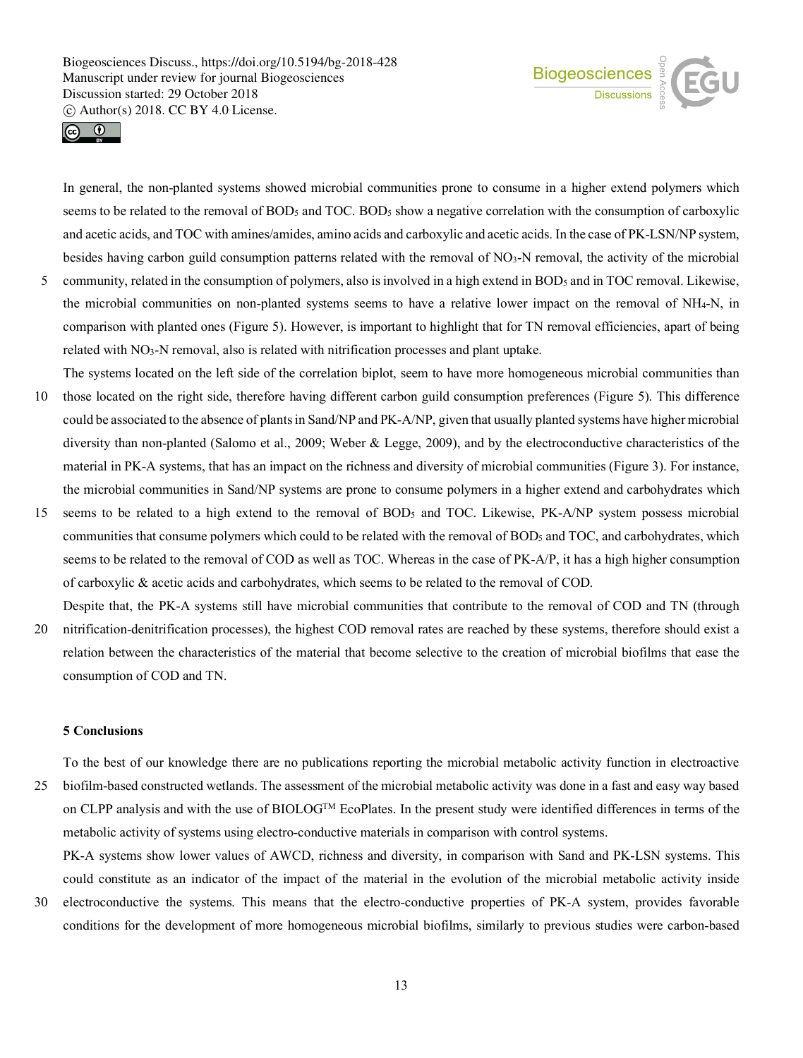In general, the non-planted systems showed microbial communities prone to consume in a higher extend polymers which seems to be related to the removal of $BOD_5$ and TOC. $BOD_5$ show a negative correlation with the consumption of carboxylic and acetic acids, and TOC with amines/amides, amino acids and carboxylic and acetic acids. In the case of PK-LSN/NP system, besides having carbon guild consumption patterns related with the removal of $NO_3$-N removal, the activity of the microbial community, related in the consumption of polymers, also is involved in a high extend in $BOD_5$ and in TOC removal. Likewise, the microbial communities on non-planted systems seems to have a relative lower impact on the removal of $NH_4$-N, in comparison with planted ones (Figure 5). However, is important to highlight that for TN removal efficiencies, apart of being related with $NO_3$-N removal, also is related with nitrification processes and plant uptake.

The systems located on the left side of the correlation biplot, seem to have more homogeneous microbial communities than those located on the right side, therefore having different carbon guild consumption preferences (Figure 5). This difference could be associated to the absence of plants in Sand/NP and PK-A/NP, given that usually planted systems have higher microbial diversity than non-planted (Salomo et al., 2009; Weber & Legge, 2009), and by the electroconductive characteristics of the material in PK-A systems, that has an impact on the richness and diversity of microbial communities (Figure 3). For instance, the microbial communities in Sand/NP systems are prone to consume polymers in a higher extend and carbohydrates which seems to be related to a high extend to the removal of $BOD_5$ and TOC. Likewise, PK-A/NP system possess microbial communities that consume polymers which could to be related with the removal of $BOD_5$ and TOC, and carbohydrates, which seems to be related to the removal of COD as well as TOC. Whereas in the case of PK-A/P, it has a high higher consumption of carboxylic & acetic acids and carbohydrates, which seems to be related to the removal of COD.

Despite that, the PK-A systems still have microbial communities that contribute to the removal of COD and TN (through nitrification-denitrification processes), the highest COD removal rates are reached by these systems, therefore should exist a relation between the characteristics of the material that become selective to the creation of microbial biofilms that ease the consumption of COD and TN.

## 5 Conclusions

To the best of our knowledge there are no publications reporting the microbial metabolic activity function in electroactive biofilm-based constructed wetlands. The assessment of the microbial metabolic activity was done in a fast and easy way based on CLPP analysis and with the use of BIOLOG™ EcoPlates. In the present study were identified differences in terms of the metabolic activity of systems using electro-conductive materials in comparison with control systems.

PK-A systems show lower values of AWCD, richness and diversity, in comparison with Sand and PK-LSN systems. This could constitute as an indicator of the impact of the material in the evolution of the microbial metabolic activity inside electroconductive the systems. This means that the electro-conductive properties of PK-A system, provides favorable conditions for the development of more homogeneous microbial biofilms, similarly to previous studies were carbon-based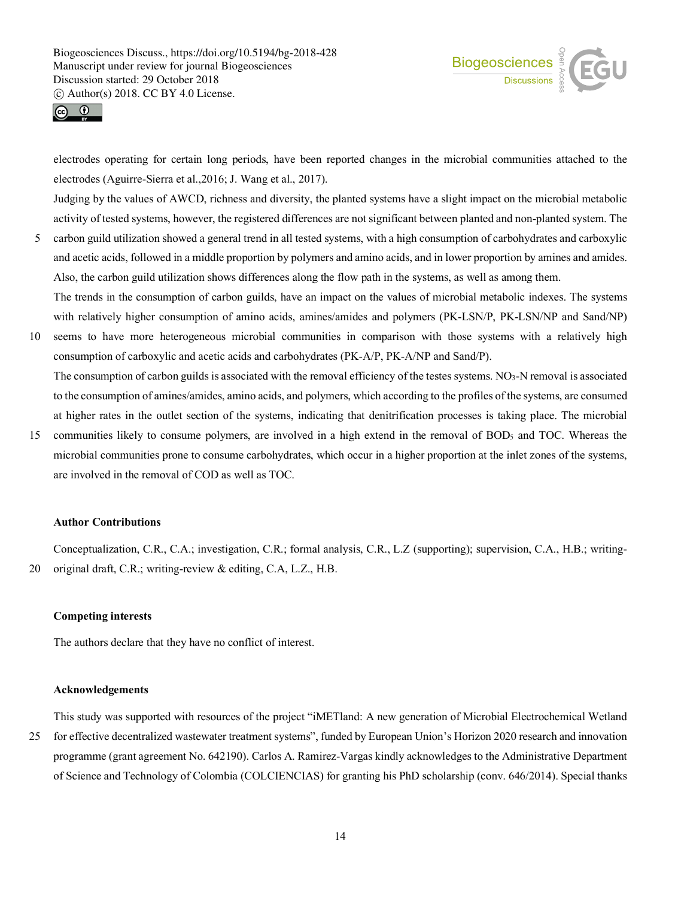electrodes operating for certain long periods, have been reported changes in the microbial communities attached to the electrodes (Aguirre-Sierra et al.,2016; J. Wang et al., 2017).

Judging by the values of AWCD, richness and diversity, the planted systems have a slight impact on the microbial metabolic activity of tested systems, however, the registered differences are not significant between planted and non-planted system. The carbon guild utilization showed a general trend in all tested systems, with a high consumption of carbohydrates and carboxylic and acetic acids, followed in a middle proportion by polymers and amino acids, and in lower proportion by amines and amides. Also, the carbon guild utilization shows differences along the flow path in the systems, as well as among them.

The trends in the consumption of carbon guilds, have an impact on the values of microbial metabolic indexes. The systems with relatively higher consumption of amino acids, amines/amides and polymers (PK-LSN/P, PK-LSN/NP and Sand/NP) seems to have more heterogeneous microbial communities in comparison with those systems with a relatively high consumption of carboxylic and acetic acids and carbohydrates (PK-A/P, PK-A/NP and Sand/P).

The consumption of carbon guilds is associated with the removal efficiency of the testes systems. $NO_3$-N removal is associated to the consumption of amines/amides, amino acids, and polymers, which according to the profiles of the systems, are consumed at higher rates in the outlet section of the systems, indicating that denitrification processes is taking place. The microbial communities likely to consume polymers, are involved in a high extend in the removal of $BOD_5$ and TOC. Whereas the microbial communities prone to consume carbohydrates, which occur in a higher proportion at the inlet zones of the systems, are involved in the removal of COD as well as TOC.

## Author Contributions

Conceptualization, C.R., C.A.; investigation, C.R.; formal analysis, C.R., L.Z (supporting); supervision, C.A., H.B.; writing-original draft, C.R.; writing-review & editing, C.A, L.Z., H.B.

## Competing interests

The authors declare that they have no conflict of interest.

## Acknowledgements

This study was supported with resources of the project "iMETland: A new generation of Microbial Electrochemical Wetland for effective decentralized wastewater treatment systems", funded by European Union's Horizon 2020 research and innovation programme (grant agreement No. 642190). Carlos A. Ramirez-Vargas kindly acknowledges to the Administrative Department of Science and Technology of Colombia (COLCIENCIAS) for granting his PhD scholarship (conv. 646/2014). Special thanks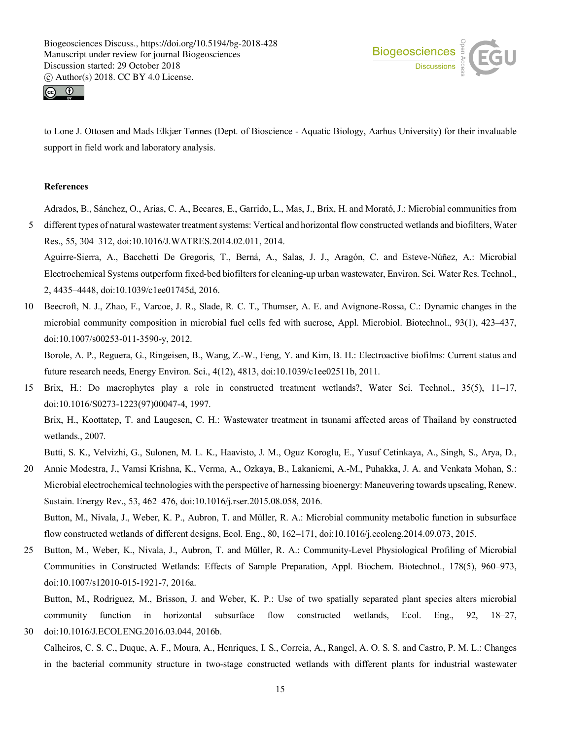to Lone J. Ottosen and Mads Elkjær Tønnes (Dept. of Bioscience - Aquatic Biology, Aarhus University) for their invaluable support in field work and laboratory analysis.

## References

Adrados, B., Sánchez, O., Arias, C. A., Becares, E., Garrido, L., Mas, J., Brix, H. and Morató, J.: Microbial communities from different types of natural wastewater treatment systems: Vertical and horizontal flow constructed wetlands and biofilters, Water Res., 55, 304–312, doi:10.1016/J.WATRES.2014.02.011, 2014.

Aguirre-Sierra, A., Bacchetti De Gregoris, T., Berná, A., Salas, J. J., Aragón, C. and Esteve-Núñez, A.: Microbial Electrochemical Systems outperform fixed-bed biofilters for cleaning-up urban wastewater, Environ. Sci. Water Res. Technol., 2, 4435–4448, doi:10.1039/c1ee01745d, 2016.

Beecroft, N. J., Zhao, F., Varcoe, J. R., Slade, R. C. T., Thumser, A. E. and Avignone-Rossa, C.: Dynamic changes in the microbial community composition in microbial fuel cells fed with sucrose, Appl. Microbiol. Biotechnol., 93(1), 423–437, doi:10.1007/s00253-011-3590-y, 2012.

Borole, A. P., Reguera, G., Ringeisen, B., Wang, Z.-W., Feng, Y. and Kim, B. H.: Electroactive biofilms: Current status and future research needs, Energy Environ. Sci., 4(12), 4813, doi:10.1039/c1ee02511b, 2011.

Brix, H.: Do macrophytes play a role in constructed treatment wetlands?, Water Sci. Technol., 35(5), 11–17, doi:10.1016/S0273-1223(97)00047-4, 1997.

Brix, H., Koottatep, T. and Laugesen, C. H.: Wastewater treatment in tsunami affected areas of Thailand by constructed wetlands., 2007.

Butti, S. K., Velvizhi, G., Sulonen, M. L. K., Haavisto, J. M., Oguz Koroglu, E., Yusuf Cetinkaya, A., Singh, S., Arya, D., Annie Modestra, J., Vamsi Krishna, K., Verma, A., Ozkaya, B., Lakaniemi, A.-M., Puhakka, J. A. and Venkata Mohan, S.: Microbial electrochemical technologies with the perspective of harnessing bioenergy: Maneuvering towards upscaling, Renew. Sustain. Energy Rev., 53, 462–476, doi:10.1016/j.rser.2015.08.058, 2016.

Button, M., Nivala, J., Weber, K. P., Aubron, T. and Müller, R. A.: Microbial community metabolic function in subsurface flow constructed wetlands of different designs, Ecol. Eng., 80, 162–171, doi:10.1016/j.ecoleng.2014.09.073, 2015.

Button, M., Weber, K., Nivala, J., Aubron, T. and Müller, R. A.: Community-Level Physiological Profiling of Microbial Communities in Constructed Wetlands: Effects of Sample Preparation, Appl. Biochem. Biotechnol., 178(5), 960–973, doi:10.1007/s12010-015-1921-7, 2016a.

Button, M., Rodriguez, M., Brisson, J. and Weber, K. P.: Use of two spatially separated plant species alters microbial community function in horizontal subsurface flow constructed wetlands, Ecol. Eng., 92, 18–27, doi:10.1016/J.ECOLENG.2016.03.044, 2016b.

Calheiros, C. S. C., Duque, A. F., Moura, A., Henriques, I. S., Correia, A., Rangel, A. O. S. S. and Castro, P. M. L.: Changes in the bacterial community structure in two-stage constructed wetlands with different plants for industrial wastewater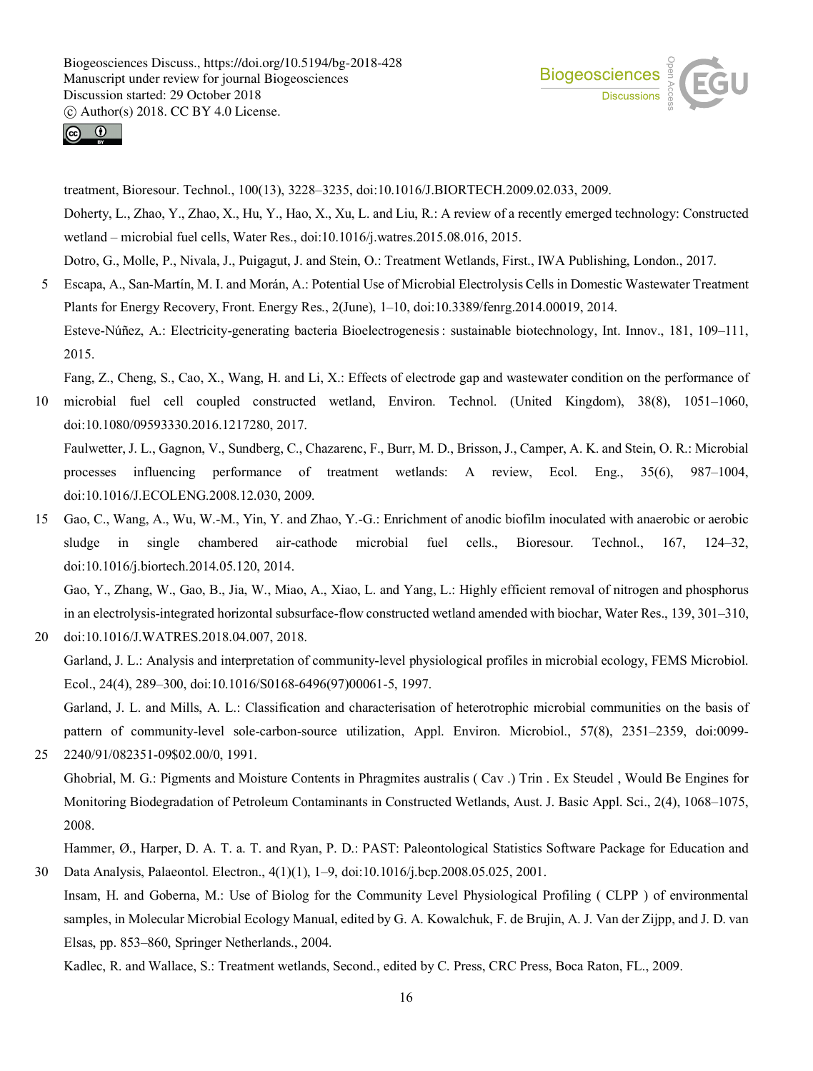treatment, Bioresour. Technol., 100(13), 3228–3235, doi:10.1016/J.BIORTECH.2009.02.033, 2009.

Doherty, L., Zhao, Y., Zhao, X., Hu, Y., Hao, X., Xu, L. and Liu, R.: A review of a recently emerged technology: Constructed wetland – microbial fuel cells, Water Res., doi:10.1016/j.watres.2015.08.016, 2015.

Dotro, G., Molle, P., Nivala, J., Puigagut, J. and Stein, O.: Treatment Wetlands, First., IWA Publishing, London., 2017.

Escapa, A., San-Martín, M. I. and Morán, A.: Potential Use of Microbial Electrolysis Cells in Domestic Wastewater Treatment Plants for Energy Recovery, Front. Energy Res., 2(June), 1–10, doi:10.3389/fenrg.2014.00019, 2014.

Esteve-Núñez, A.: Electricity-generating bacteria Bioelectrogenesis : sustainable biotechnology, Int. Innov., 181, 109–111, 2015.

Fang, Z., Cheng, S., Cao, X., Wang, H. and Li, X.: Effects of electrode gap and wastewater condition on the performance of microbial fuel cell coupled constructed wetland, Environ. Technol. (United Kingdom), 38(8), 1051–1060, doi:10.1080/09593330.2016.1217280, 2017.

Faulwetter, J. L., Gagnon, V., Sundberg, C., Chazarenc, F., Burr, M. D., Brisson, J., Camper, A. K. and Stein, O. R.: Microbial processes influencing performance of treatment wetlands: A review, Ecol. Eng., 35(6), 987–1004, doi:10.1016/J.ECOLENG.2008.12.030, 2009.

Gao, C., Wang, A., Wu, W.-M., Yin, Y. and Zhao, Y.-G.: Enrichment of anodic biofilm inoculated with anaerobic or aerobic sludge in single chambered air-cathode microbial fuel cells., Bioresour. Technol., 167, 124–32, doi:10.1016/j.biortech.2014.05.120, 2014.

Gao, Y., Zhang, W., Gao, B., Jia, W., Miao, A., Xiao, L. and Yang, L.: Highly efficient removal of nitrogen and phosphorus in an electrolysis-integrated horizontal subsurface-flow constructed wetland amended with biochar, Water Res., 139, 301–310, doi:10.1016/J.WATRES.2018.04.007, 2018.

Garland, J. L.: Analysis and interpretation of community-level physiological profiles in microbial ecology, FEMS Microbiol. Ecol., 24(4), 289–300, doi:10.1016/S0168-6496(97)00061-5, 1997.

Garland, J. L. and Mills, A. L.: Classification and characterisation of heterotrophic microbial communities on the basis of pattern of community-level sole-carbon-source utilization, Appl. Environ. Microbiol., 57(8), 2351–2359, doi:0099-2240/91/082351-09$02.00/0, 1991.

Ghobrial, M. G.: Pigments and Moisture Contents in Phragmites australis ( Cav .) Trin . Ex Steudel , Would Be Engines for Monitoring Biodegradation of Petroleum Contaminants in Constructed Wetlands, Aust. J. Basic Appl. Sci., 2(4), 1068–1075, 2008.

Hammer, Ø., Harper, D. A. T. a. T. and Ryan, P. D.: PAST: Paleontological Statistics Software Package for Education and Data Analysis, Palaeontol. Electron., 4(1)(1), 1–9, doi:10.1016/j.bcp.2008.05.025, 2001.

Insam, H. and Goberna, M.: Use of Biolog for the Community Level Physiological Profiling ( CLPP ) of environmental samples, in Molecular Microbial Ecology Manual, edited by G. A. Kowalchuk, F. de Brujin, A. J. Van der Zijpp, and J. D. van Elsas, pp. 853–860, Springer Netherlands., 2004.

Kadlec, R. and Wallace, S.: Treatment wetlands, Second., edited by C. Press, CRC Press, Boca Raton, FL., 2009.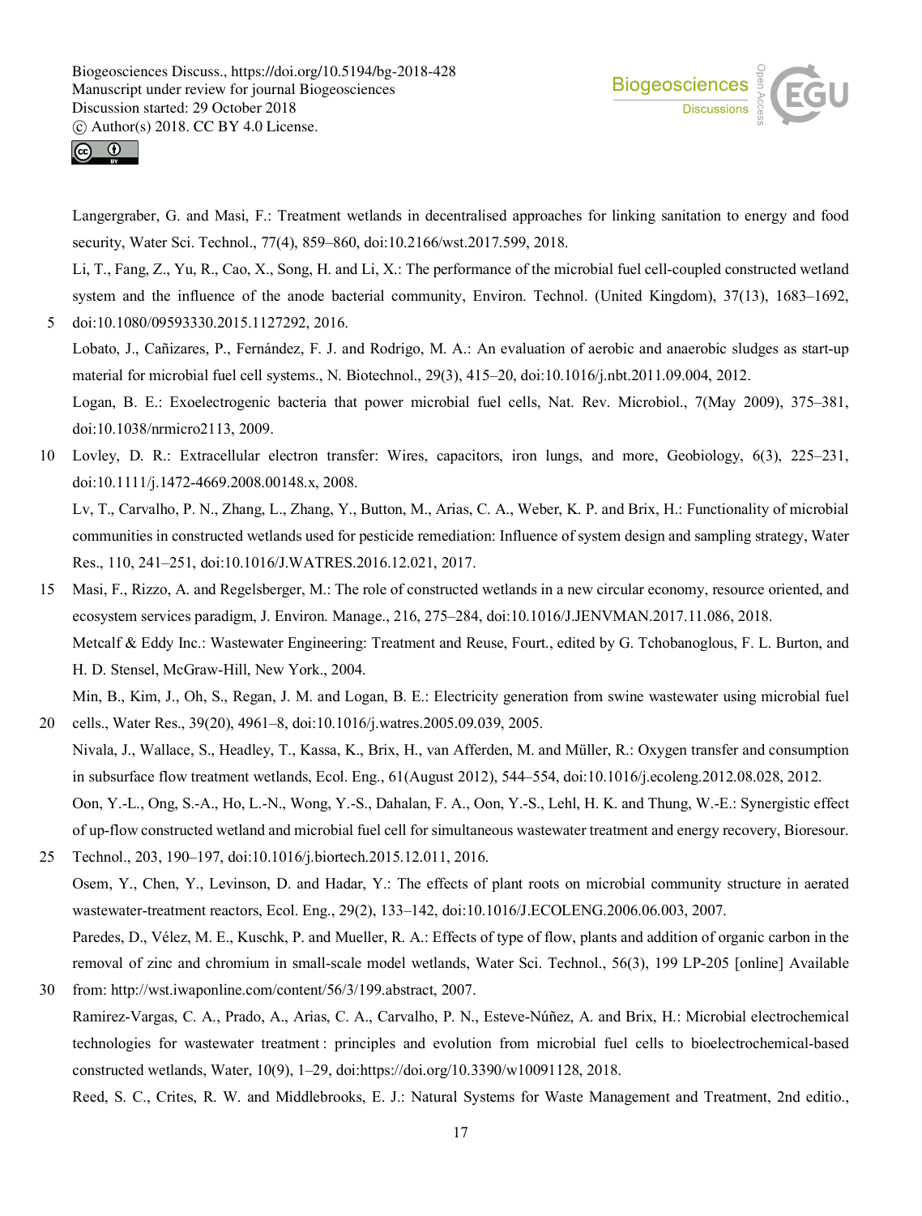Langergraber, G. and Masi, F.: Treatment wetlands in decentralised approaches for linking sanitation to energy and food security, Water Sci. Technol., 77(4), 859–860, doi:10.2166/wst.2017.599, 2018.

Li, T., Fang, Z., Yu, R., Cao, X., Song, H. and Li, X.: The performance of the microbial fuel cell-coupled constructed wetland system and the influence of the anode bacterial community, Environ. Technol. (United Kingdom), 37(13), 1683–1692, doi:10.1080/09593330.2015.1127292, 2016.

Lobato, J., Cañizares, P., Fernández, F. J. and Rodrigo, M. A.: An evaluation of aerobic and anaerobic sludges as start-up material for microbial fuel cell systems., N. Biotechnol., 29(3), 415–20, doi:10.1016/j.nbt.2011.09.004, 2012.

Logan, B. E.: Exoelectrogenic bacteria that power microbial fuel cells, Nat. Rev. Microbiol., 7(May 2009), 375–381, doi:10.1038/nrmicro2113, 2009.

Lovley, D. R.: Extracellular electron transfer: Wires, capacitors, iron lungs, and more, Geobiology, 6(3), 225–231, doi:10.1111/j.1472-4669.2008.00148.x, 2008.

Lv, T., Carvalho, P. N., Zhang, L., Zhang, Y., Button, M., Arias, C. A., Weber, K. P. and Brix, H.: Functionality of microbial communities in constructed wetlands used for pesticide remediation: Influence of system design and sampling strategy, Water Res., 110, 241–251, doi:10.1016/J.WATRES.2016.12.021, 2017.

Masi, F., Rizzo, A. and Regelsberger, M.: The role of constructed wetlands in a new circular economy, resource oriented, and ecosystem services paradigm, J. Environ. Manage., 216, 275–284, doi:10.1016/J.JENVMAN.2017.11.086, 2018.

Metcalf & Eddy Inc.: Wastewater Engineering: Treatment and Reuse, Fourt., edited by G. Tchobanoglous, F. L. Burton, and H. D. Stensel, McGraw-Hill, New York., 2004.

Min, B., Kim, J., Oh, S., Regan, J. M. and Logan, B. E.: Electricity generation from swine wastewater using microbial fuel cells., Water Res., 39(20), 4961–8, doi:10.1016/j.watres.2005.09.039, 2005.

Nivala, J., Wallace, S., Headley, T., Kassa, K., Brix, H., van Afferden, M. and Müller, R.: Oxygen transfer and consumption in subsurface flow treatment wetlands, Ecol. Eng., 61(August 2012), 544–554, doi:10.1016/j.ecoleng.2012.08.028, 2012.

Oon, Y.-L., Ong, S.-A., Ho, L.-N., Wong, Y.-S., Dahalan, F. A., Oon, Y.-S., Lehl, H. K. and Thung, W.-E.: Synergistic effect of up-flow constructed wetland and microbial fuel cell for simultaneous wastewater treatment and energy recovery, Bioresour. Technol., 203, 190–197, doi:10.1016/j.biortech.2015.12.011, 2016.

Osem, Y., Chen, Y., Levinson, D. and Hadar, Y.: The effects of plant roots on microbial community structure in aerated wastewater-treatment reactors, Ecol. Eng., 29(2), 133–142, doi:10.1016/J.ECOLENG.2006.06.003, 2007.

Paredes, D., Vélez, M. E., Kuschk, P. and Mueller, R. A.: Effects of type of flow, plants and addition of organic carbon in the removal of zinc and chromium in small-scale model wetlands, Water Sci. Technol., 56(3), 199 LP-205 [online] Available from: http://wst.iwaponline.com/content/56/3/199.abstract, 2007.

Ramirez-Vargas, C. A., Prado, A., Arias, C. A., Carvalho, P. N., Esteve-Núñez, A. and Brix, H.: Microbial electrochemical technologies for wastewater treatment : principles and evolution from microbial fuel cells to bioelectrochemical-based constructed wetlands, Water, 10(9), 1–29, doi:https://doi.org/10.3390/w10091128, 2018.

Reed, S. C., Crites, R. W. and Middlebrooks, E. J.: Natural Systems for Waste Management and Treatment, 2nd editio.,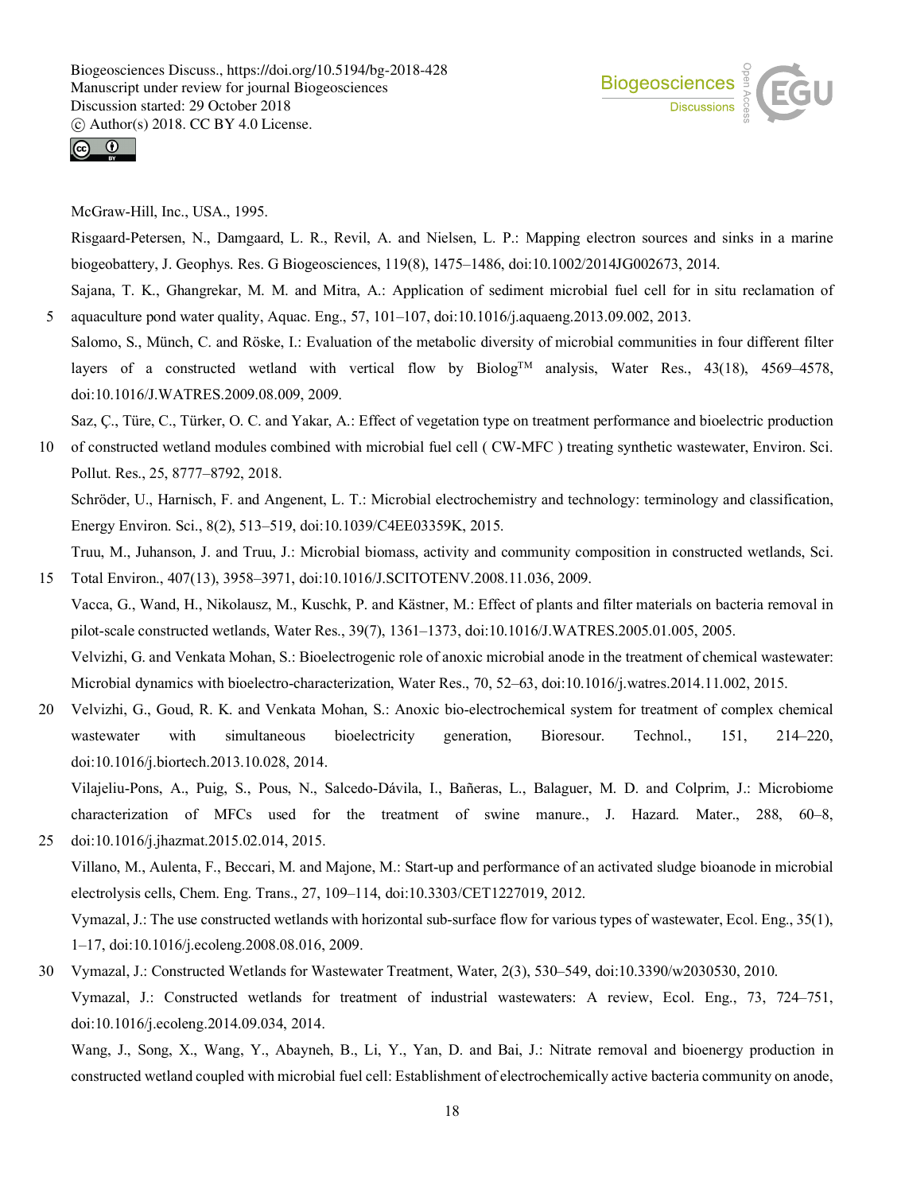McGraw-Hill, Inc., USA., 1995.

Risgaard-Petersen, N., Damgaard, L. R., Revil, A. and Nielsen, L. P.: Mapping electron sources and sinks in a marine biogeobattery, J. Geophys. Res. G Biogeosciences, 119(8), 1475–1486, doi:10.1002/2014JG002673, 2014.

Sajana, T. K., Ghangrekar, M. M. and Mitra, A.: Application of sediment microbial fuel cell for in situ reclamation of aquaculture pond water quality, Aquac. Eng., 57, 101–107, doi:10.1016/j.aquaeng.2013.09.002, 2013.

Salomo, S., Münch, C. and Röske, I.: Evaluation of the metabolic diversity of microbial communities in four different filter layers of a constructed wetland with vertical flow by Biolog™ analysis, Water Res., 43(18), 4569–4578, doi:10.1016/J.WATRES.2009.08.009, 2009.

Saz, Ç., Türe, C., Türker, O. C. and Yakar, A.: Effect of vegetation type on treatment performance and bioelectric production of constructed wetland modules combined with microbial fuel cell ( CW-MFC ) treating synthetic wastewater, Environ. Sci. Pollut. Res., 25, 8777–8792, 2018.

Schröder, U., Harnisch, F. and Angenent, L. T.: Microbial electrochemistry and technology: terminology and classification, Energy Environ. Sci., 8(2), 513–519, doi:10.1039/C4EE03359K, 2015.

Truu, M., Juhanson, J. and Truu, J.: Microbial biomass, activity and community composition in constructed wetlands, Sci. Total Environ., 407(13), 3958–3971, doi:10.1016/J.SCITOTENV.2008.11.036, 2009.

Vacca, G., Wand, H., Nikolausz, M., Kuschk, P. and Kästner, M.: Effect of plants and filter materials on bacteria removal in pilot-scale constructed wetlands, Water Res., 39(7), 1361–1373, doi:10.1016/J.WATRES.2005.01.005, 2005.

Velvizhi, G. and Venkata Mohan, S.: Bioelectrogenic role of anoxic microbial anode in the treatment of chemical wastewater: Microbial dynamics with bioelectro-characterization, Water Res., 70, 52–63, doi:10.1016/j.watres.2014.11.002, 2015.

Velvizhi, G., Goud, R. K. and Venkata Mohan, S.: Anoxic bio-electrochemical system for treatment of complex chemical wastewater with simultaneous bioelectricity generation, Bioresour. Technol., 151, 214–220, doi:10.1016/j.biortech.2013.10.028, 2014.

Vilajeliu-Pons, A., Puig, S., Pous, N., Salcedo-Dávila, I., Bañeras, L., Balaguer, M. D. and Colprim, J.: Microbiome characterization of MFCs used for the treatment of swine manure., J. Hazard. Mater., 288, 60–8, doi:10.1016/j.jhazmat.2015.02.014, 2015.

Villano, M., Aulenta, F., Beccari, M. and Majone, M.: Start-up and performance of an activated sludge bioanode in microbial electrolysis cells, Chem. Eng. Trans., 27, 109–114, doi:10.3303/CET1227019, 2012.

Vymazal, J.: The use constructed wetlands with horizontal sub-surface flow for various types of wastewater, Ecol. Eng., 35(1), 1–17, doi:10.1016/j.ecoleng.2008.08.016, 2009.

Vymazal, J.: Constructed Wetlands for Wastewater Treatment, Water, 2(3), 530–549, doi:10.3390/w2030530, 2010.

Vymazal, J.: Constructed wetlands for treatment of industrial wastewaters: A review, Ecol. Eng., 73, 724–751, doi:10.1016/j.ecoleng.2014.09.034, 2014.

Wang, J., Song, X., Wang, Y., Abayneh, B., Li, Y., Yan, D. and Bai, J.: Nitrate removal and bioenergy production in constructed wetland coupled with microbial fuel cell: Establishment of electrochemically active bacteria community on anode,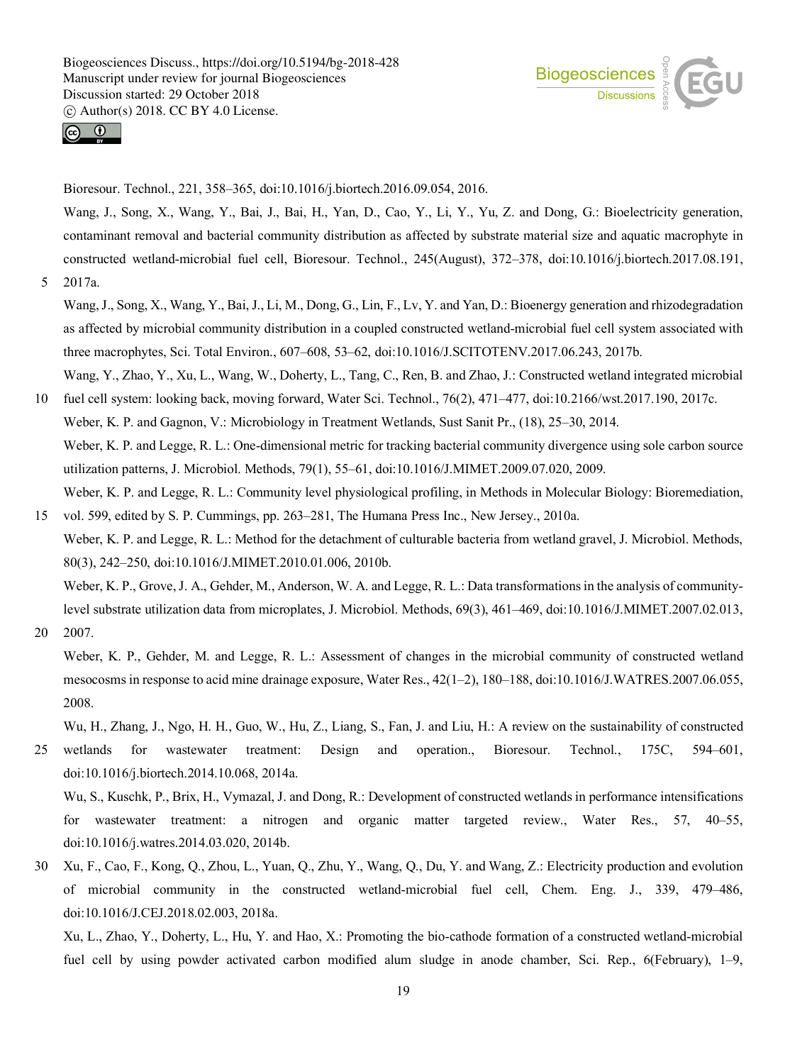Bioresour. Technol., 221, 358–365, doi:10.1016/j.biortech.2016.09.054, 2016.

Wang, J., Song, X., Wang, Y., Bai, J., Bai, H., Yan, D., Cao, Y., Li, Y., Yu, Z. and Dong, G.: Bioelectricity generation, contaminant removal and bacterial community distribution as affected by substrate material size and aquatic macrophyte in constructed wetland-microbial fuel cell, Bioresour. Technol., 245(August), 372–378, doi:10.1016/j.biortech.2017.08.191, 2017a.

Wang, J., Song, X., Wang, Y., Bai, J., Li, M., Dong, G., Lin, F., Lv, Y. and Yan, D.: Bioenergy generation and rhizodegradation as affected by microbial community distribution in a coupled constructed wetland-microbial fuel cell system associated with three macrophytes, Sci. Total Environ., 607–608, 53–62, doi:10.1016/J.SCITOTENV.2017.06.243, 2017b.

Wang, Y., Zhao, Y., Xu, L., Wang, W., Doherty, L., Tang, C., Ren, B. and Zhao, J.: Constructed wetland integrated microbial fuel cell system: looking back, moving forward, Water Sci. Technol., 76(2), 471–477, doi:10.2166/wst.2017.190, 2017c.

Weber, K. P. and Gagnon, V.: Microbiology in Treatment Wetlands, Sust Sanit Pr., (18), 25–30, 2014.

Weber, K. P. and Legge, R. L.: One-dimensional metric for tracking bacterial community divergence using sole carbon source utilization patterns, J. Microbiol. Methods, 79(1), 55–61, doi:10.1016/J.MIMET.2009.07.020, 2009.

Weber, K. P. and Legge, R. L.: Community level physiological profiling, in Methods in Molecular Biology: Bioremediation, vol. 599, edited by S. P. Cummings, pp. 263–281, The Humana Press Inc., New Jersey., 2010a.

Weber, K. P. and Legge, R. L.: Method for the detachment of culturable bacteria from wetland gravel, J. Microbiol. Methods, 80(3), 242–250, doi:10.1016/J.MIMET.2010.01.006, 2010b.

Weber, K. P., Grove, J. A., Gehder, M., Anderson, W. A. and Legge, R. L.: Data transformations in the analysis of community-level substrate utilization data from microplates, J. Microbiol. Methods, 69(3), 461–469, doi:10.1016/J.MIMET.2007.02.013, 2007.

Weber, K. P., Gehder, M. and Legge, R. L.: Assessment of changes in the microbial community of constructed wetland mesocosms in response to acid mine drainage exposure, Water Res., 42(1–2), 180–188, doi:10.1016/J.WATRES.2007.06.055, 2008.

Wu, H., Zhang, J., Ngo, H. H., Guo, W., Hu, Z., Liang, S., Fan, J. and Liu, H.: A review on the sustainability of constructed wetlands for wastewater treatment: Design and operation., Bioresour. Technol., 175C, 594–601, doi:10.1016/j.biortech.2014.10.068, 2014a.

Wu, S., Kuschk, P., Brix, H., Vymazal, J. and Dong, R.: Development of constructed wetlands in performance intensifications for wastewater treatment: a nitrogen and organic matter targeted review., Water Res., 57, 40–55, doi:10.1016/j.watres.2014.03.020, 2014b.

Xu, F., Cao, F., Kong, Q., Zhou, L., Yuan, Q., Zhu, Y., Wang, Q., Du, Y. and Wang, Z.: Electricity production and evolution of microbial community in the constructed wetland-microbial fuel cell, Chem. Eng. J., 339, 479–486, doi:10.1016/J.CEJ.2018.02.003, 2018a.

Xu, L., Zhao, Y., Doherty, L., Hu, Y. and Hao, X.: Promoting the bio-cathode formation of a constructed wetland-microbial fuel cell by using powder activated carbon modified alum sludge in anode chamber, Sci. Rep., 6(February), 1–9,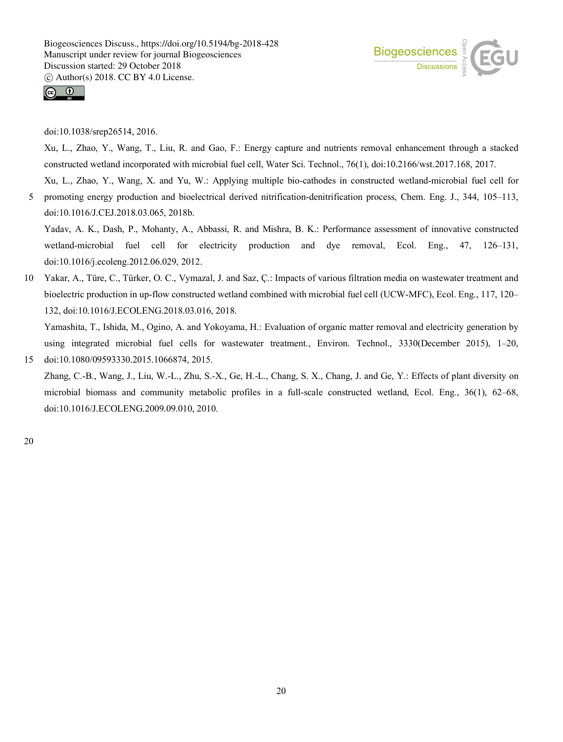doi:10.1038/srep26514, 2016.

Xu, L., Zhao, Y., Wang, T., Liu, R. and Gao, F.: Energy capture and nutrients removal enhancement through a stacked constructed wetland incorporated with microbial fuel cell, Water Sci. Technol., 76(1), doi:10.2166/wst.2017.168, 2017.

Xu, L., Zhao, Y., Wang, X. and Yu, W.: Applying multiple bio-cathodes in constructed wetland-microbial fuel cell for promoting energy production and bioelectrical derived nitrification-denitrification process, Chem. Eng. J., 344, 105–113, doi:10.1016/J.CEJ.2018.03.065, 2018b.

Yadav, A. K., Dash, P., Mohanty, A., Abbassi, R. and Mishra, B. K.: Performance assessment of innovative constructed wetland-microbial fuel cell for electricity production and dye removal, Ecol. Eng., 47, 126–131, doi:10.1016/j.ecoleng.2012.06.029, 2012.

Yakar, A., Türe, C., Türker, O. C., Vymazal, J. and Saz, Ç.: Impacts of various filtration media on wastewater treatment and bioelectric production in up-flow constructed wetland combined with microbial fuel cell (UCW-MFC), Ecol. Eng., 117, 120–132, doi:10.1016/J.ECOLENG.2018.03.016, 2018.

Yamashita, T., Ishida, M., Ogino, A. and Yokoyama, H.: Evaluation of organic matter removal and electricity generation by using integrated microbial fuel cells for wastewater treatment., Environ. Technol., 3330(December 2015), 1–20, doi:10.1080/09593330.2015.1066874, 2015.

Zhang, C.-B., Wang, J., Liu, W.-L., Zhu, S.-X., Ge, H.-L., Chang, S. X., Chang, J. and Ge, Y.: Effects of plant diversity on microbial biomass and community metabolic profiles in a full-scale constructed wetland, Ecol. Eng., 36(1), 62–68, doi:10.1016/J.ECOLENG.2009.09.010, 2010.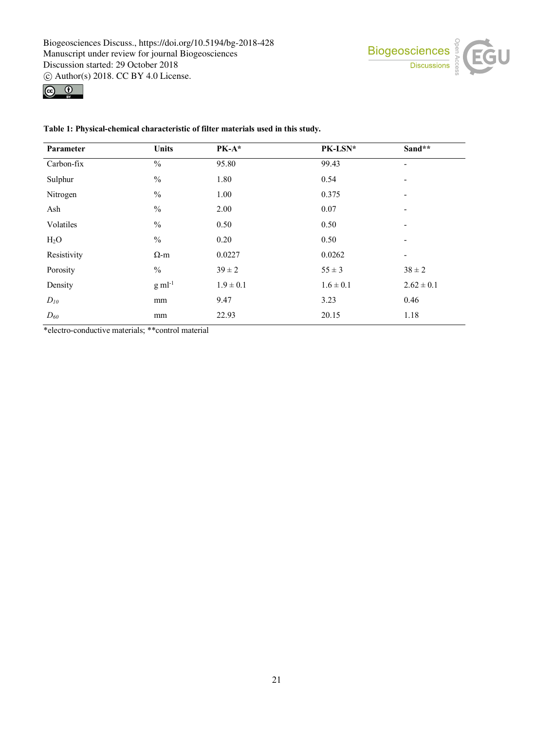**Table 1: Physical-chemical characteristic of filter materials used in this study.**

| Parameter | Units | PK-A* | PK-LSN* | Sand** |
|---|---|---|---|---|
| Carbon-fix | % | 95.80 | 99.43 | - |
| Sulphur | % | 1.80 | 0.54 | - |
| Nitrogen | % | 1.00 | 0.375 | - |
| Ash | % | 2.00 | 0.07 | - |
| Volatiles | % | 0.50 | 0.50 | - |
| $H_2O$ | % | 0.20 | 0.50 | - |
| Resistivity | Ω-m | 0.0227 | 0.0262 | - |
| Porosity | % | 39 ± 2 | 55 ± 3 | 38 ± 2 |
| Density | g ml$^{-1}$ | 1.9 ± 0.1 | 1.6 ± 0.1 | 2.62 ± 0.1 |
| $D_{10}$ | mm | 9.47 | 3.23 | 0.46 |
| $D_{60}$ | mm | 22.93 | 20.15 | 1.18 |

*electro-conductive materials; **control material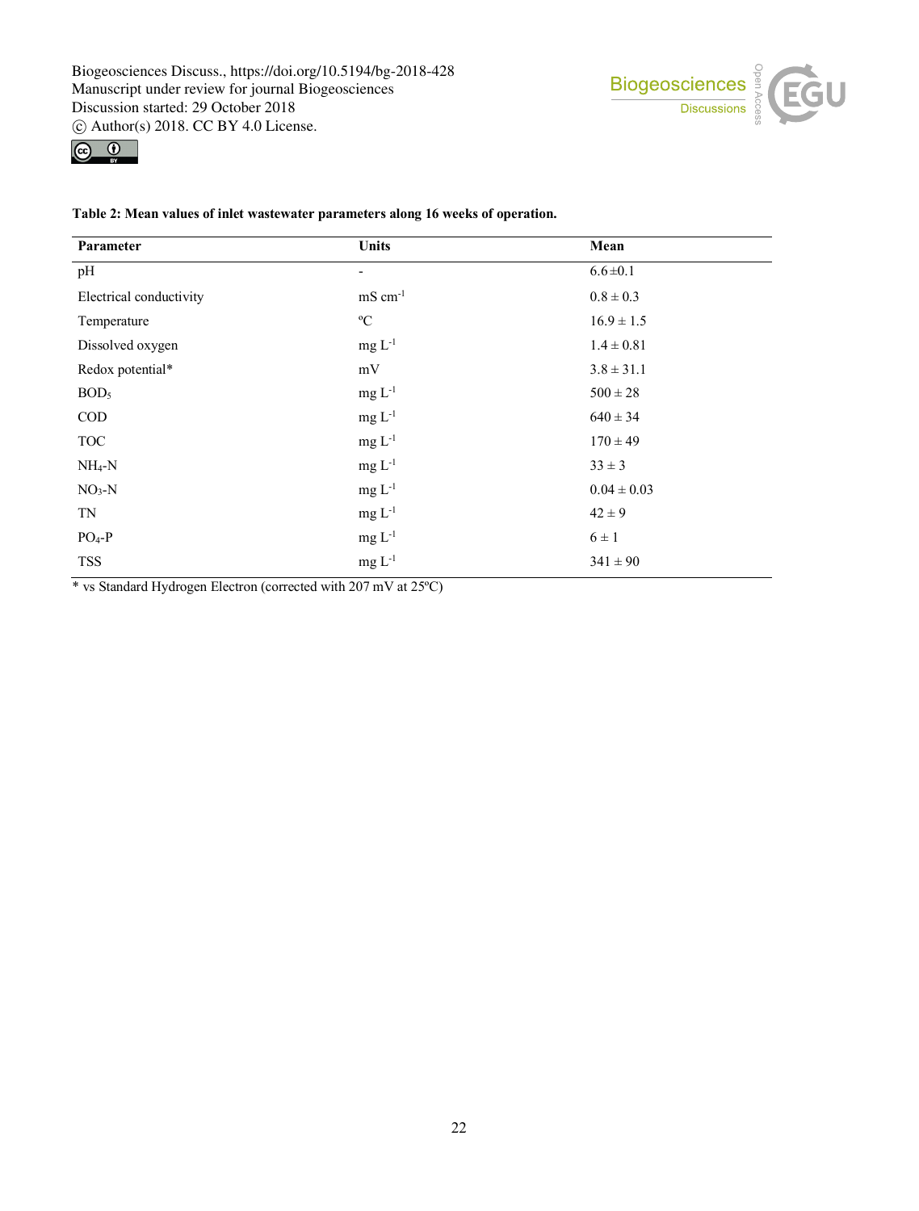**Table 2: Mean values of inlet wastewater parameters along 16 weeks of operation.**

| Parameter | Units | Mean |
|---|---|---|
| pH | - | $6.6 \pm 0.1$ |
| Electrical conductivity | mS $cm^{-1}$ | $0.8 \pm 0.3$ |
| Temperature | ºC | $16.9 \pm 1.5$ |
| Dissolved oxygen | mg $L^{-1}$ | $1.4 \pm 0.81$ |
| Redox potential* | mV | $3.8 \pm 31.1$ |
| $BOD_5$ | mg $L^{-1}$ | $500 \pm 28$ |
| COD | mg $L^{-1}$ | $640 \pm 34$ |
| TOC | mg $L^{-1}$ | $170 \pm 49$ |
| $NH_4$-N | mg $L^{-1}$ | $33 \pm 3$ |
| $NO_3$-N | mg $L^{-1}$ | $0.04 \pm 0.03$ |
| TN | mg $L^{-1}$ | $42 \pm 9$ |
| $PO_4$-P | mg $L^{-1}$ | $6 \pm 1$ |
| TSS | mg $L^{-1}$ | $341 \pm 90$ |

* vs Standard Hydrogen Electron (corrected with 207 mV at 25ºC)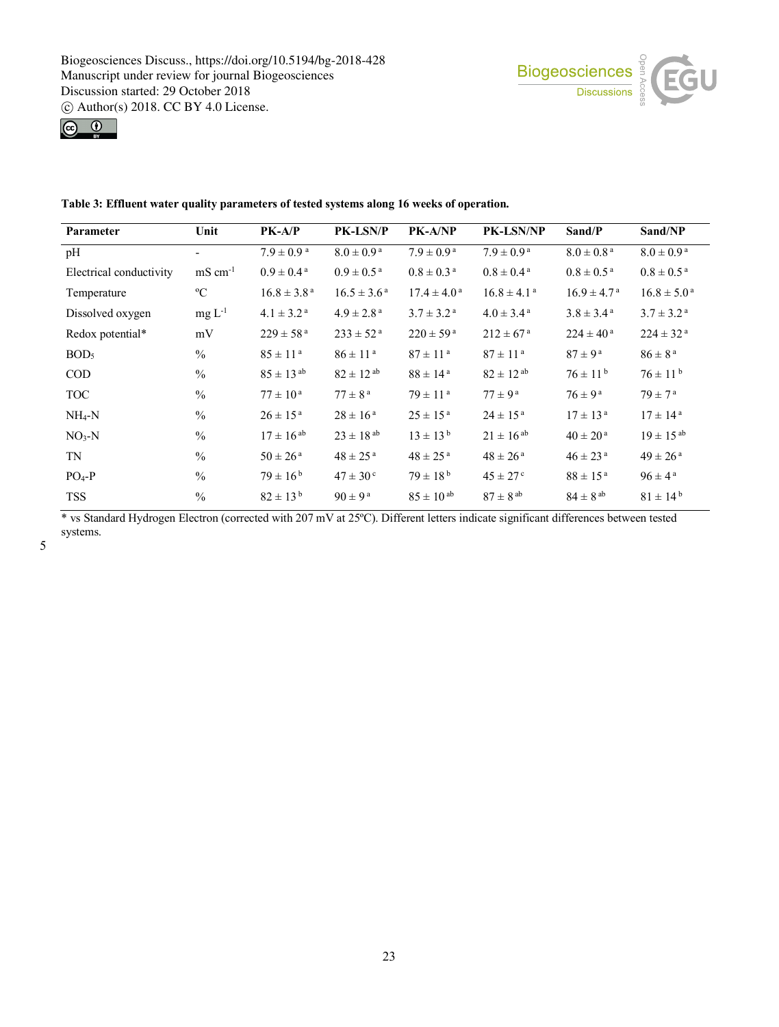**Table 3: Effluent water quality parameters of tested systems along 16 weeks of operation.**

| Parameter | Unit | PK-A/P | PK-LSN/P | PK-A/NP | PK-LSN/NP | Sand/P | Sand/NP |
|---|---|---|---|---|---|---|---|
| pH | - | $7.9 \pm 0.9^{a}$ | $8.0 \pm 0.9^{a}$ | $7.9 \pm 0.9^{a}$ | $7.9 \pm 0.9^{a}$ | $8.0 \pm 0.8^{a}$ | $8.0 \pm 0.9^{a}$ |
| Electrical conductivity | mS $cm^{-1}$ | $0.9 \pm 0.4^{a}$ | $0.9 \pm 0.5^{a}$ | $0.8 \pm 0.3^{a}$ | $0.8 \pm 0.4^{a}$ | $0.8 \pm 0.5^{a}$ | $0.8 \pm 0.5^{a}$ |
| Temperature | ºC | $16.8 \pm 3.8^{a}$ | $16.5 \pm 3.6^{a}$ | $17.4 \pm 4.0^{a}$ | $16.8 \pm 4.1^{a}$ | $16.9 \pm 4.7^{a}$ | $16.8 \pm 5.0^{a}$ |
| Dissolved oxygen | mg $L^{-1}$ | $4.1 \pm 3.2^{a}$ | $4.9 \pm 2.8^{a}$ | $3.7 \pm 3.2^{a}$ | $4.0 \pm 3.4^{a}$ | $3.8 \pm 3.4^{a}$ | $3.7 \pm 3.2^{a}$ |
| Redox potential* | mV | $229 \pm 58^{a}$ | $233 \pm 52^{a}$ | $220 \pm 59^{a}$ | $212 \pm 67^{a}$ | $224 \pm 40^{a}$ | $224 \pm 32^{a}$ |
| $BOD_5$ | % | $85 \pm 11^{a}$ | $86 \pm 11^{a}$ | $87 \pm 11^{a}$ | $87 \pm 11^{a}$ | $87 \pm 9^{a}$ | $86 \pm 8^{a}$ |
| COD | % | $85 \pm 13^{ab}$ | $82 \pm 12^{ab}$ | $88 \pm 14^{a}$ | $82 \pm 12^{ab}$ | $76 \pm 11^{b}$ | $76 \pm 11^{b}$ |
| TOC | % | $77 \pm 10^{a}$ | $77 \pm 8^{a}$ | $79 \pm 11^{a}$ | $77 \pm 9^{a}$ | $76 \pm 9^{a}$ | $79 \pm 7^{a}$ |
| $NH_4$-N | % | $26 \pm 15^{a}$ | $28 \pm 16^{a}$ | $25 \pm 15^{a}$ | $24 \pm 15^{a}$ | $17 \pm 13^{a}$ | $17 \pm 14^{a}$ |
| $NO_3$-N | % | $17 \pm 16^{ab}$ | $23 \pm 18^{ab}$ | $13 \pm 13^{b}$ | $21 \pm 16^{ab}$ | $40 \pm 20^{a}$ | $19 \pm 15^{ab}$ |
| TN | % | $50 \pm 26^{a}$ | $48 \pm 25^{a}$ | $48 \pm 25^{a}$ | $48 \pm 26^{a}$ | $46 \pm 23^{a}$ | $49 \pm 26^{a}$ |
| $PO_4$-P | % | $79 \pm 16^{b}$ | $47 \pm 30^{c}$ | $79 \pm 18^{b}$ | $45 \pm 27^{c}$ | $88 \pm 15^{a}$ | $96 \pm 4^{a}$ |
| TSS | % | $82 \pm 13^{b}$ | $90 \pm 9^{a}$ | $85 \pm 10^{ab}$ | $87 \pm 8^{ab}$ | $84 \pm 8^{ab}$ | $81 \pm 14^{b}$ |

* vs Standard Hydrogen Electron (corrected with 207 mV at 25ºC). Different letters indicate significant differences between tested systems.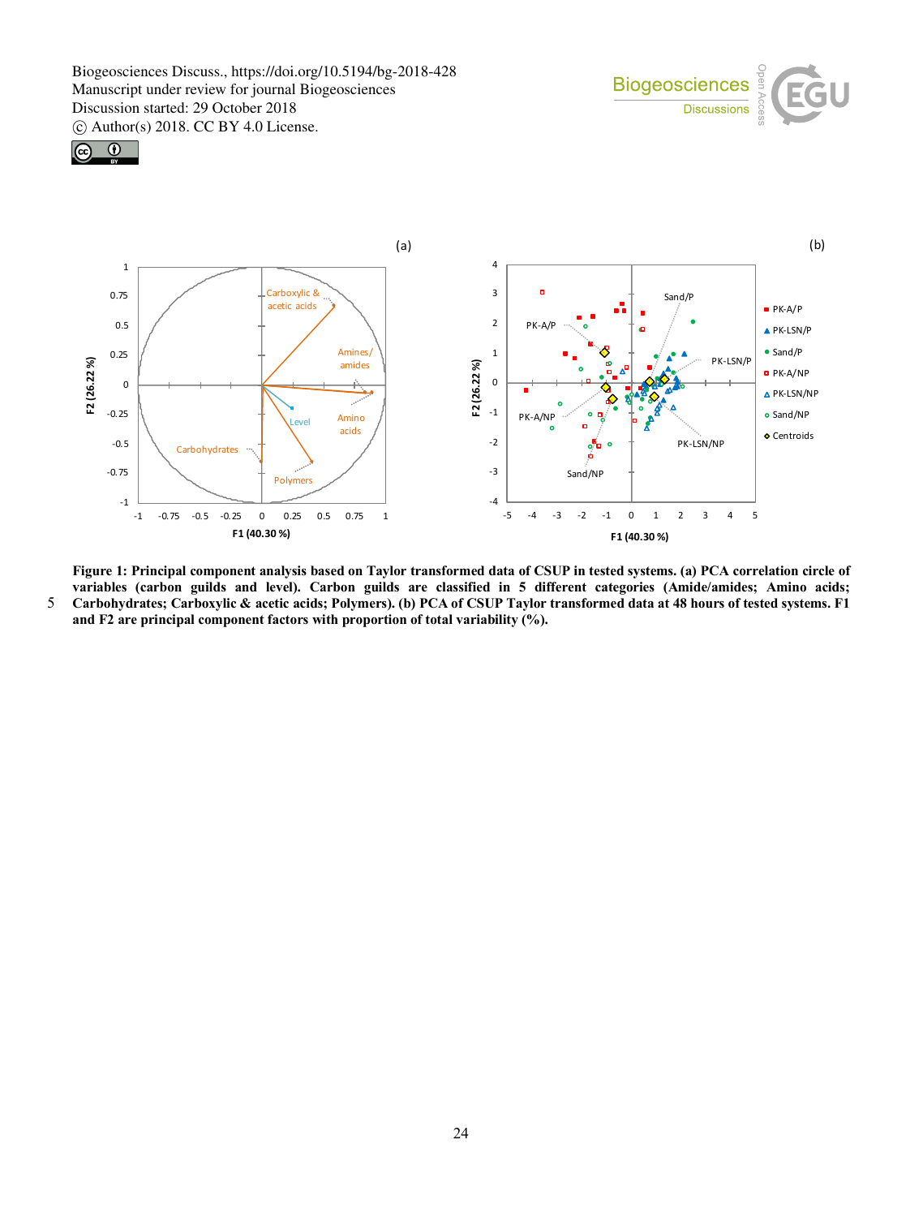**Figure 1: Principal component analysis based on Taylor transformed data of CSUP in tested systems. (a) PCA correlation circle of variables (carbon guilds and level). Carbon guilds are classified in 5 different categories (Amide/amides; Amino acids; Carbohydrates; Carboxylic & acetic acids; Polymers). (b) PCA of CSUP Taylor transformed data at 48 hours of tested systems. F1 and F2 are principal component factors with proportion of total variability (%).**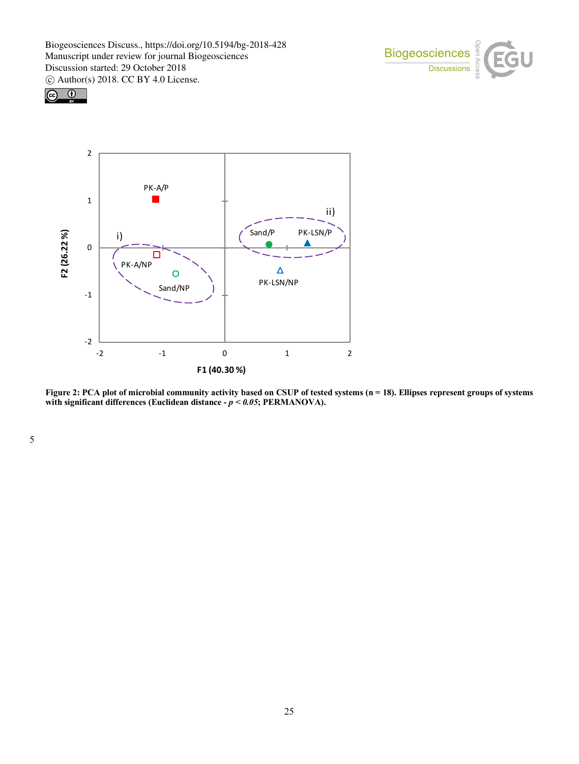**Figure 2: PCA plot of microbial community activity based on CSUP of tested systems (n = 18). Ellipses represent groups of systems with significant differences (Euclidean distance - $p < 0.05$; PERMANOVA).**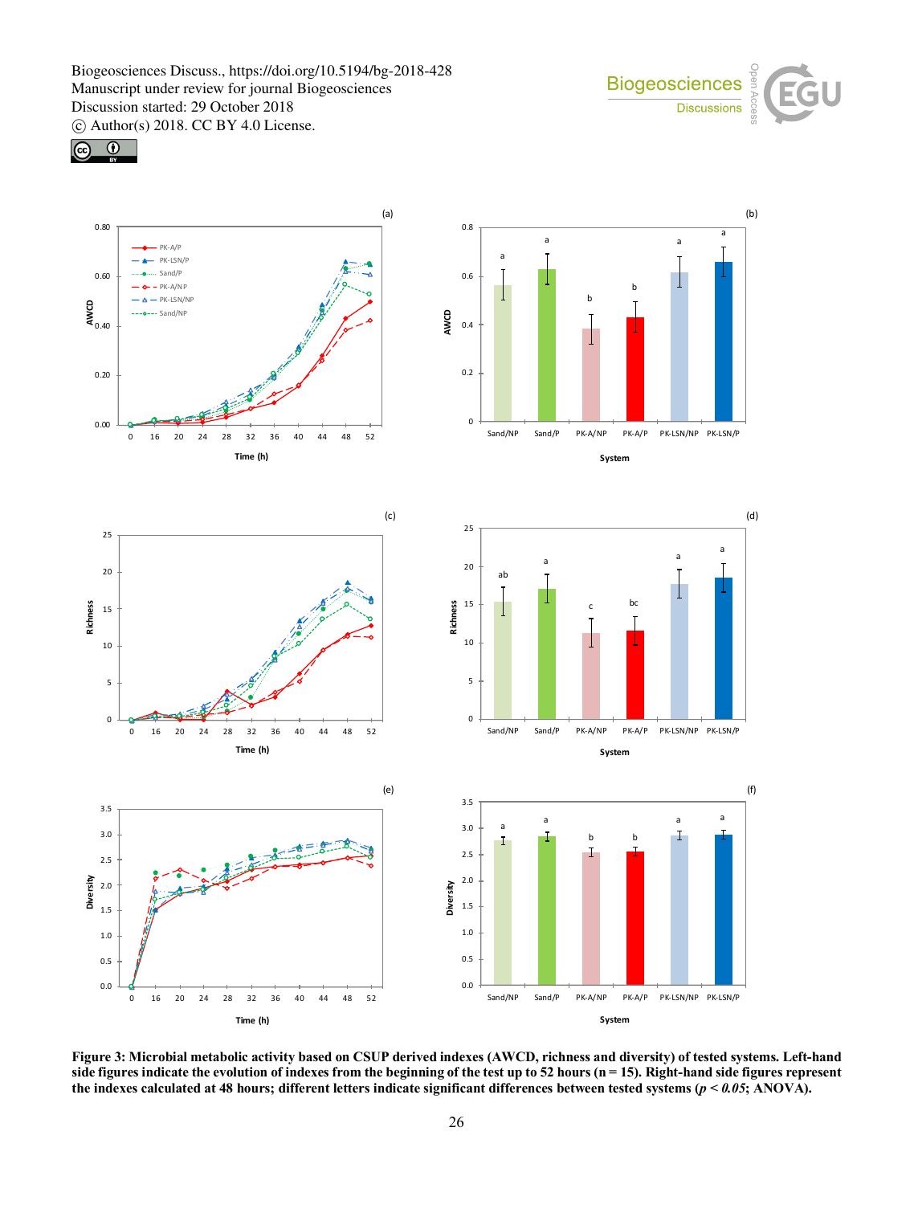**Figure 3: Microbial metabolic activity based on CSUP derived indexes (AWCD, richness and diversity) of tested systems. Left-hand side figures indicate the evolution of indexes from the beginning of the test up to 52 hours (n = 15). Right-hand side figures represent the indexes calculated at 48 hours; different letters indicate significant differences between tested systems ($p < 0.05$; ANOVA).**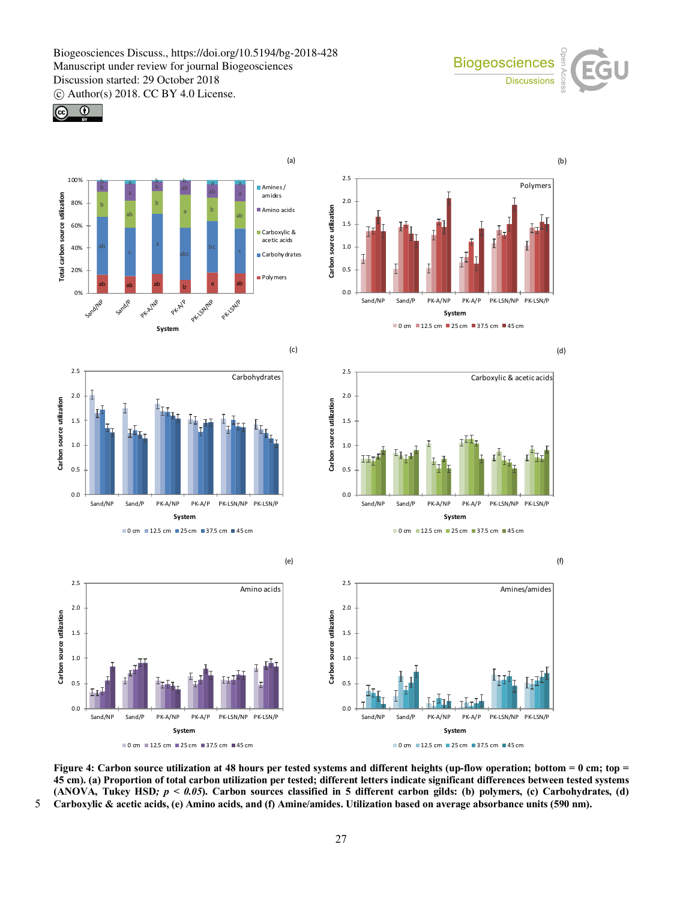**Figure 4: Carbon source utilization at 48 hours per tested systems and different heights (up-flow operation; bottom = 0 cm; top = 45 cm). (a) Proportion of total carbon utilization per tested; different letters indicate significant differences between tested systems (ANOVA, Tukey HSD; $p < 0.05$). Carbon sources classified in 5 different carbon gilds: (b) polymers, (c) Carbohydrates, (d) Carboxylic & acetic acids, (e) Amino acids, and (f) Amine/amides. Utilization based on average absorbance units (590 nm).**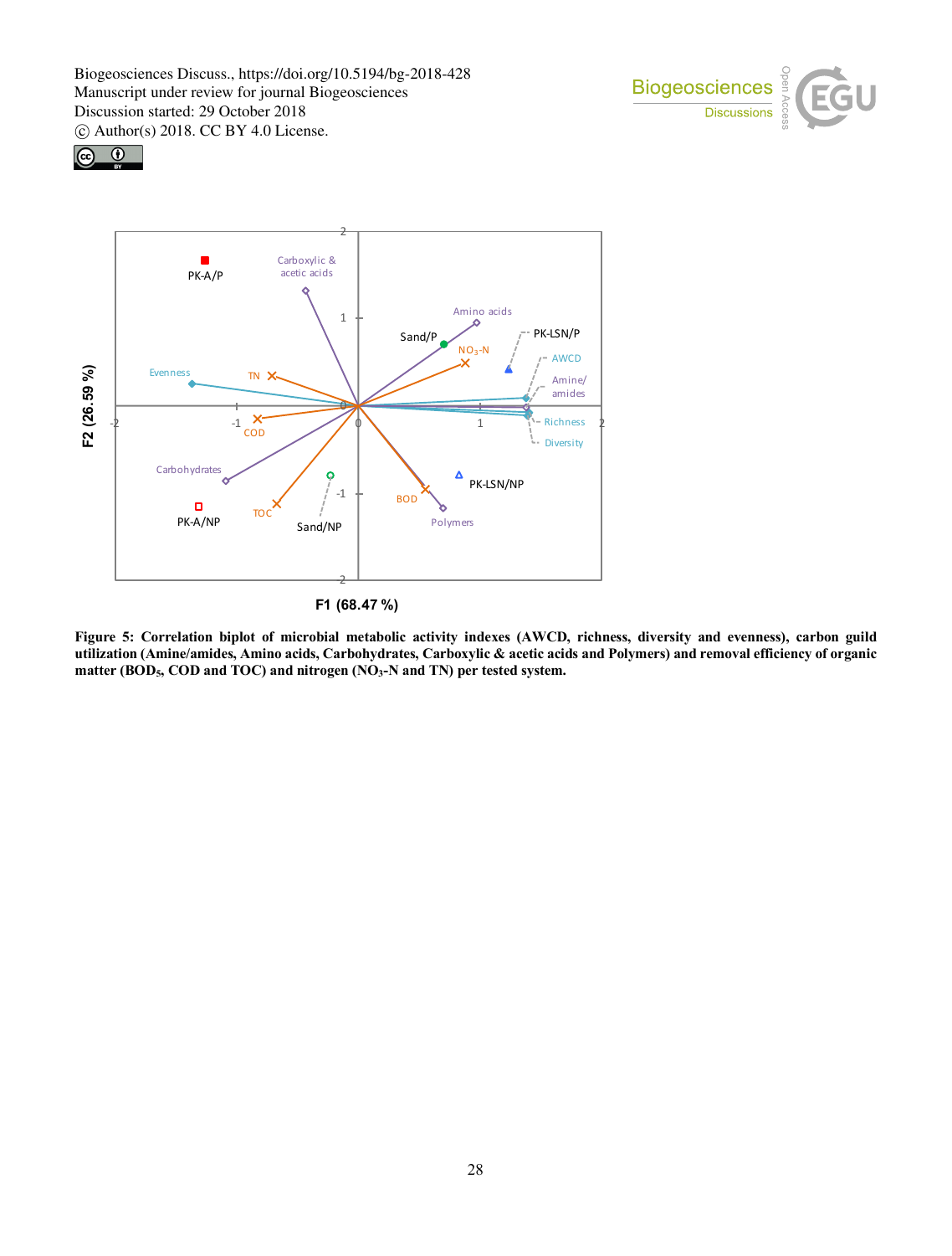F2 (26.59 %)

F1 (68.47 %)

2

1

0

-1

-2

-2

-1

1

2

PK-A/P

Carboxylic & acetic acids

Amino acids

Sand/P

PK-LSN/P

$NO_3$-N

AWCD

Evenness

TN

Amine/ amides

COD

Richness

Diversity

Carbohydrates

PK-LSN/NP

PK-A/NP

TOC

Sand/NP

BOD

Polymers

**Figure 5: Correlation biplot of microbial metabolic activity indexes (AWCD, richness, diversity and evenness), carbon guild utilization (Amine/amides, Amino acids, Carbohydrates, Carboxylic & acetic acids and Polymers) and removal efficiency of organic matter ($BOD_5$, COD and TOC) and nitrogen ($NO_3$-N and TN) per tested system.**